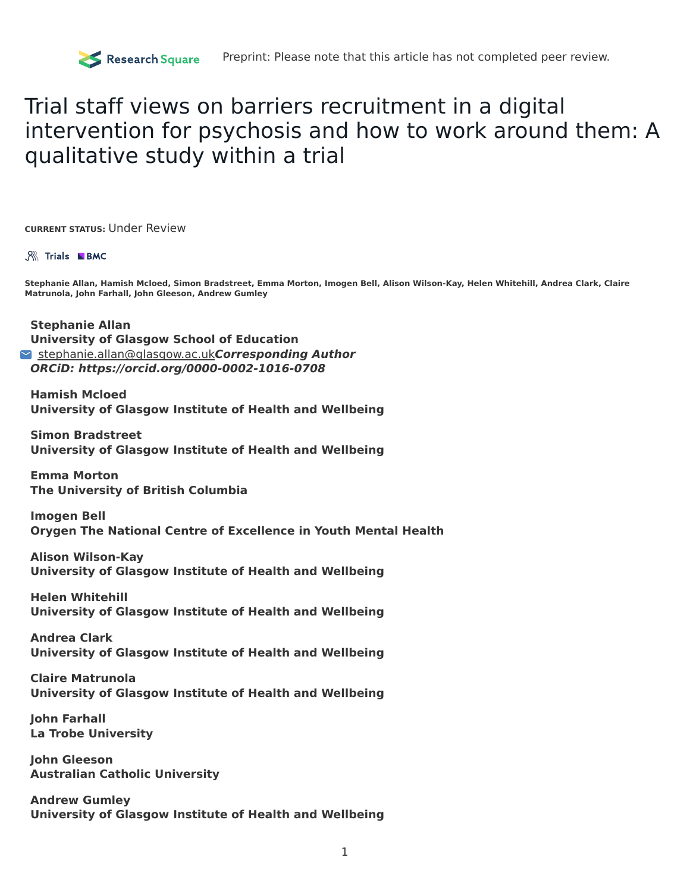Preprint: Please note that this article has not completed peer review.

# Trial staff views on barriers recruitment in a digital intervention for psychosis and how to work around them: A qualitative study within a trial

**CURRENT STATUS:** Under Review

Trials BMC

**Stephanie Allan, Hamish Mcloed, Simon Bradstreet, Emma Morton, Imogen Bell, Alison Wilson-Kay, Helen Whitehill, Andrea Clark, Claire Matrunola, John Farhall, John Gleeson, Andrew Gumley**

**Stephanie Allan**
**University of Glasgow School of Education**
stephanie.allan@glasgow.ac.uk ***Corresponding Author***
***ORCiD: https://orcid.org/0000-0002-1016-0708***

**Hamish Mcloed**
**University of Glasgow Institute of Health and Wellbeing**

**Simon Bradstreet**
**University of Glasgow Institute of Health and Wellbeing**

**Emma Morton**
**The University of British Columbia**

**Imogen Bell**
**Orygen The National Centre of Excellence in Youth Mental Health**

**Alison Wilson-Kay**
**University of Glasgow Institute of Health and Wellbeing**

**Helen Whitehill**
**University of Glasgow Institute of Health and Wellbeing**

**Andrea Clark**
**University of Glasgow Institute of Health and Wellbeing**

**Claire Matrunola**
**University of Glasgow Institute of Health and Wellbeing**

**John Farhall**
**La Trobe University**

**John Gleeson**
**Australian Catholic University**

**Andrew Gumley**
**University of Glasgow Institute of Health and Wellbeing**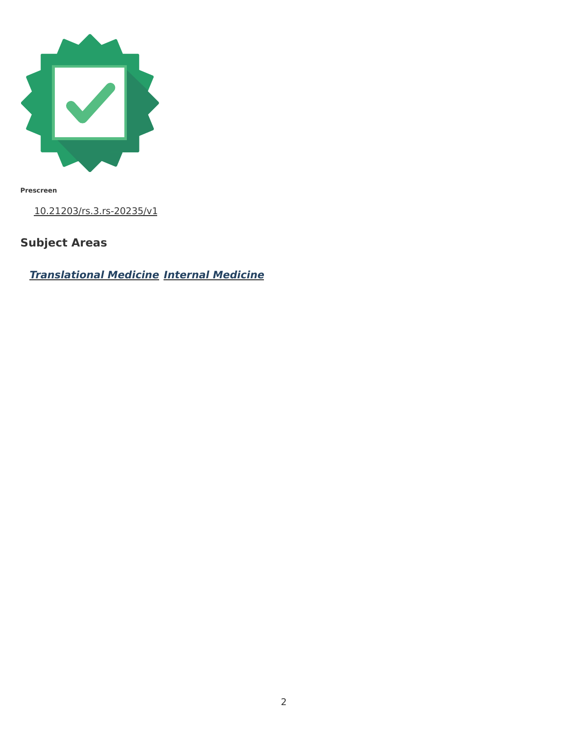**Prescreen**

10.21203/rs.3.rs-20235/v1

## Subject Areas

***Translational Medicine*** ***Internal Medicine***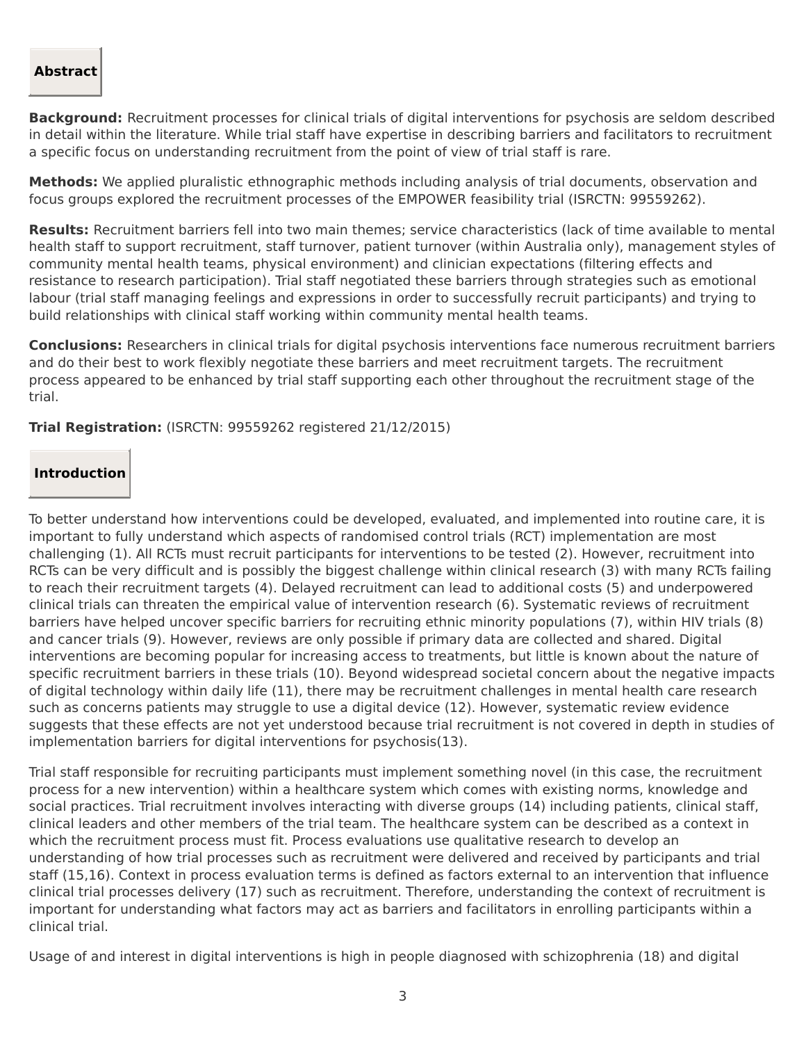## Abstract

**Background:** Recruitment processes for clinical trials of digital interventions for psychosis are seldom described in detail within the literature. While trial staff have expertise in describing barriers and facilitators to recruitment a specific focus on understanding recruitment from the point of view of trial staff is rare.

**Methods:** We applied pluralistic ethnographic methods including analysis of trial documents, observation and focus groups explored the recruitment processes of the EMPOWER feasibility trial (ISRCTN: 99559262).

**Results:** Recruitment barriers fell into two main themes; service characteristics (lack of time available to mental health staff to support recruitment, staff turnover, patient turnover (within Australia only), management styles of community mental health teams, physical environment) and clinician expectations (filtering effects and resistance to research participation). Trial staff negotiated these barriers through strategies such as emotional labour (trial staff managing feelings and expressions in order to successfully recruit participants) and trying to build relationships with clinical staff working within community mental health teams.

**Conclusions:** Researchers in clinical trials for digital psychosis interventions face numerous recruitment barriers and do their best to work flexibly negotiate these barriers and meet recruitment targets. The recruitment process appeared to be enhanced by trial staff supporting each other throughout the recruitment stage of the trial.

**Trial Registration:** (ISRCTN: 99559262 registered 21/12/2015)

## Introduction

To better understand how interventions could be developed, evaluated, and implemented into routine care, it is important to fully understand which aspects of randomised control trials (RCT) implementation are most challenging (1). All RCTs must recruit participants for interventions to be tested (2). However, recruitment into RCTs can be very difficult and is possibly the biggest challenge within clinical research (3) with many RCTs failing to reach their recruitment targets (4). Delayed recruitment can lead to additional costs (5) and underpowered clinical trials can threaten the empirical value of intervention research (6). Systematic reviews of recruitment barriers have helped uncover specific barriers for recruiting ethnic minority populations (7), within HIV trials (8) and cancer trials (9). However, reviews are only possible if primary data are collected and shared. Digital interventions are becoming popular for increasing access to treatments, but little is known about the nature of specific recruitment barriers in these trials (10). Beyond widespread societal concern about the negative impacts of digital technology within daily life (11), there may be recruitment challenges in mental health care research such as concerns patients may struggle to use a digital device (12). However, systematic review evidence suggests that these effects are not yet understood because trial recruitment is not covered in depth in studies of implementation barriers for digital interventions for psychosis(13).

Trial staff responsible for recruiting participants must implement something novel (in this case, the recruitment process for a new intervention) within a healthcare system which comes with existing norms, knowledge and social practices. Trial recruitment involves interacting with diverse groups (14) including patients, clinical staff, clinical leaders and other members of the trial team. The healthcare system can be described as a context in which the recruitment process must fit. Process evaluations use qualitative research to develop an understanding of how trial processes such as recruitment were delivered and received by participants and trial staff (15,16). Context in process evaluation terms is defined as factors external to an intervention that influence clinical trial processes delivery (17) such as recruitment. Therefore, understanding the context of recruitment is important for understanding what factors may act as barriers and facilitators in enrolling participants within a clinical trial.

Usage of and interest in digital interventions is high in people diagnosed with schizophrenia (18) and digital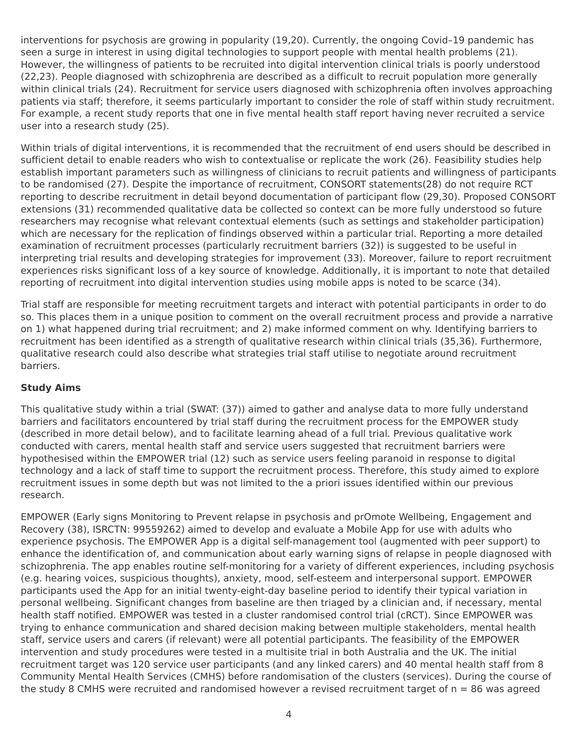interventions for psychosis are growing in popularity (19,20). Currently, the ongoing Covid–19 pandemic has seen a surge in interest in using digital technologies to support people with mental health problems (21). However, the willingness of patients to be recruited into digital intervention clinical trials is poorly understood (22,23). People diagnosed with schizophrenia are described as a difficult to recruit population more generally within clinical trials (24). Recruitment for service users diagnosed with schizophrenia often involves approaching patients via staff; therefore, it seems particularly important to consider the role of staff within study recruitment. For example, a recent study reports that one in five mental health staff report having never recruited a service user into a research study (25).

Within trials of digital interventions, it is recommended that the recruitment of end users should be described in sufficient detail to enable readers who wish to contextualise or replicate the work (26). Feasibility studies help establish important parameters such as willingness of clinicians to recruit patients and willingness of participants to be randomised (27). Despite the importance of recruitment, CONSORT statements(28) do not require RCT reporting to describe recruitment in detail beyond documentation of participant flow (29,30). Proposed CONSORT extensions (31) recommended qualitative data be collected so context can be more fully understood so future researchers may recognise what relevant contextual elements (such as settings and stakeholder participation) which are necessary for the replication of findings observed within a particular trial. Reporting a more detailed examination of recruitment processes (particularly recruitment barriers (32)) is suggested to be useful in interpreting trial results and developing strategies for improvement (33). Moreover, failure to report recruitment experiences risks significant loss of a key source of knowledge. Additionally, it is important to note that detailed reporting of recruitment into digital intervention studies using mobile apps is noted to be scarce (34).

Trial staff are responsible for meeting recruitment targets and interact with potential participants in order to do so. This places them in a unique position to comment on the overall recruitment process and provide a narrative on 1) what happened during trial recruitment; and 2) make informed comment on why. Identifying barriers to recruitment has been identified as a strength of qualitative research within clinical trials (35,36). Furthermore, qualitative research could also describe what strategies trial staff utilise to negotiate around recruitment barriers.

**Study Aims**

This qualitative study within a trial (SWAT: (37)) aimed to gather and analyse data to more fully understand barriers and facilitators encountered by trial staff during the recruitment process for the EMPOWER study (described in more detail below), and to facilitate learning ahead of a full trial. Previous qualitative work conducted with carers, mental health staff and service users suggested that recruitment barriers were hypothesised within the EMPOWER trial (12) such as service users feeling paranoid in response to digital technology and a lack of staff time to support the recruitment process. Therefore, this study aimed to explore recruitment issues in some depth but was not limited to the a priori issues identified within our previous research.

EMPOWER (Early signs Monitoring to Prevent relapse in psychosis and prOmote Wellbeing, Engagement and Recovery (38), ISRCTN: 99559262) aimed to develop and evaluate a Mobile App for use with adults who experience psychosis. The EMPOWER App is a digital self-management tool (augmented with peer support) to enhance the identification of, and communication about early warning signs of relapse in people diagnosed with schizophrenia. The app enables routine self-monitoring for a variety of different experiences, including psychosis (e.g. hearing voices, suspicious thoughts), anxiety, mood, self-esteem and interpersonal support. EMPOWER participants used the App for an initial twenty-eight-day baseline period to identify their typical variation in personal wellbeing. Significant changes from baseline are then triaged by a clinician and, if necessary, mental health staff notified. EMPOWER was tested in a cluster randomised control trial (cRCT). Since EMPOWER was trying to enhance communication and shared decision making between multiple stakeholders, mental health staff, service users and carers (if relevant) were all potential participants. The feasibility of the EMPOWER intervention and study procedures were tested in a multisite trial in both Australia and the UK. The initial recruitment target was 120 service user participants (and any linked carers) and 40 mental health staff from 8 Community Mental Health Services (CMHS) before randomisation of the clusters (services). During the course of the study 8 CMHS were recruited and randomised however a revised recruitment target of n = 86 was agreed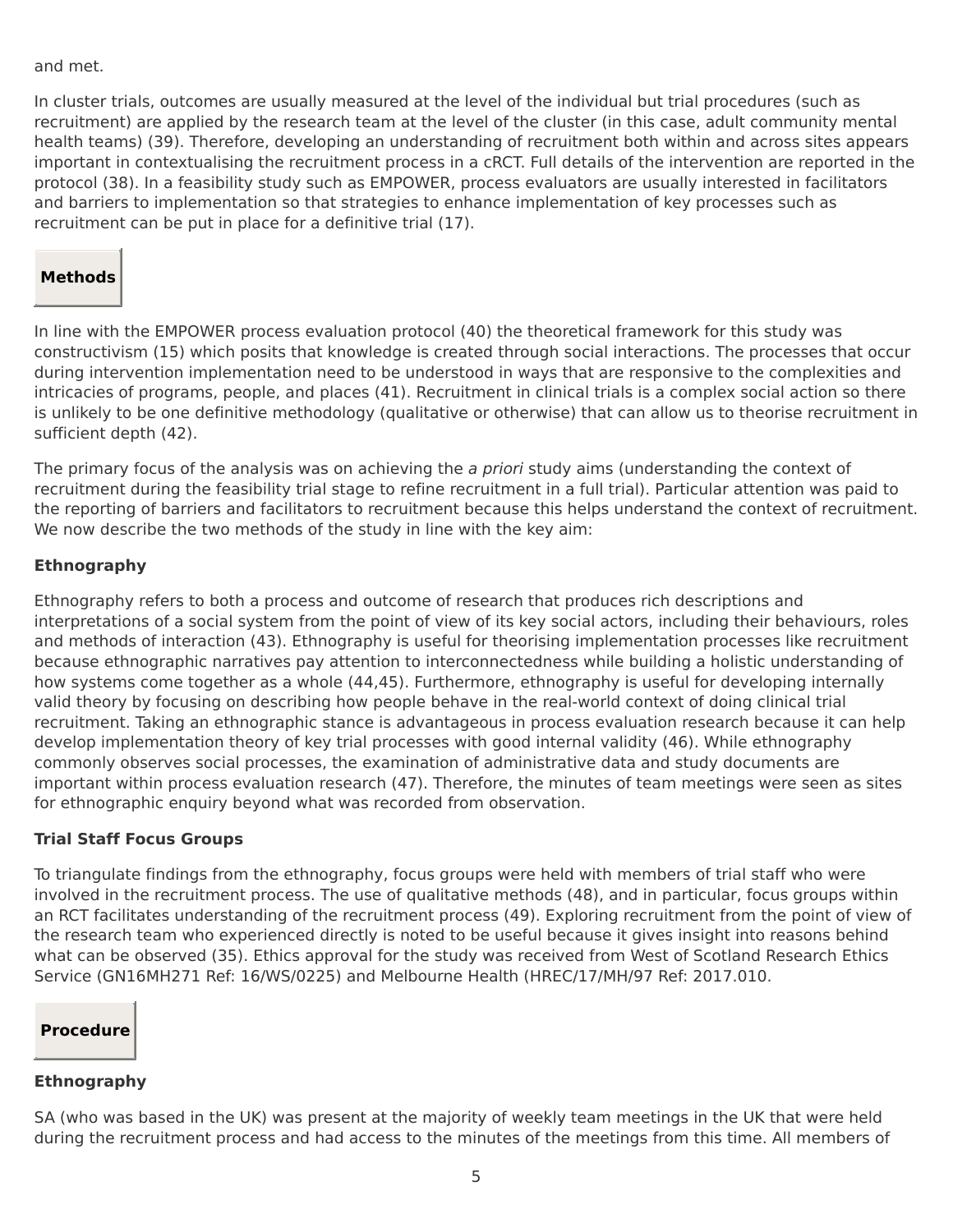and met.

In cluster trials, outcomes are usually measured at the level of the individual but trial procedures (such as recruitment) are applied by the research team at the level of the cluster (in this case, adult community mental health teams) (39). Therefore, developing an understanding of recruitment both within and across sites appears important in contextualising the recruitment process in a cRCT. Full details of the intervention are reported in the protocol (38). In a feasibility study such as EMPOWER, process evaluators are usually interested in facilitators and barriers to implementation so that strategies to enhance implementation of key processes such as recruitment can be put in place for a definitive trial (17).

## Methods

In line with the EMPOWER process evaluation protocol (40) the theoretical framework for this study was constructivism (15) which posits that knowledge is created through social interactions. The processes that occur during intervention implementation need to be understood in ways that are responsive to the complexities and intricacies of programs, people, and places (41). Recruitment in clinical trials is a complex social action so there is unlikely to be one definitive methodology (qualitative or otherwise) that can allow us to theorise recruitment in sufficient depth (42).

The primary focus of the analysis was on achieving the *a priori* study aims (understanding the context of recruitment during the feasibility trial stage to refine recruitment in a full trial). Particular attention was paid to the reporting of barriers and facilitators to recruitment because this helps understand the context of recruitment. We now describe the two methods of the study in line with the key aim:

### Ethnography

Ethnography refers to both a process and outcome of research that produces rich descriptions and interpretations of a social system from the point of view of its key social actors, including their behaviours, roles and methods of interaction (43). Ethnography is useful for theorising implementation processes like recruitment because ethnographic narratives pay attention to interconnectedness while building a holistic understanding of how systems come together as a whole (44,45). Furthermore, ethnography is useful for developing internally valid theory by focusing on describing how people behave in the real-world context of doing clinical trial recruitment. Taking an ethnographic stance is advantageous in process evaluation research because it can help develop implementation theory of key trial processes with good internal validity (46). While ethnography commonly observes social processes, the examination of administrative data and study documents are important within process evaluation research (47). Therefore, the minutes of team meetings were seen as sites for ethnographic enquiry beyond what was recorded from observation.

### Trial Staff Focus Groups

To triangulate findings from the ethnography, focus groups were held with members of trial staff who were involved in the recruitment process. The use of qualitative methods (48), and in particular, focus groups within an RCT facilitates understanding of the recruitment process (49). Exploring recruitment from the point of view of the research team who experienced directly is noted to be useful because it gives insight into reasons behind what can be observed (35). Ethics approval for the study was received from West of Scotland Research Ethics Service (GN16MH271 Ref: 16/WS/0225) and Melbourne Health (HREC/17/MH/97 Ref: 2017.010.

## Procedure

### Ethnography

SA (who was based in the UK) was present at the majority of weekly team meetings in the UK that were held during the recruitment process and had access to the minutes of the meetings from this time. All members of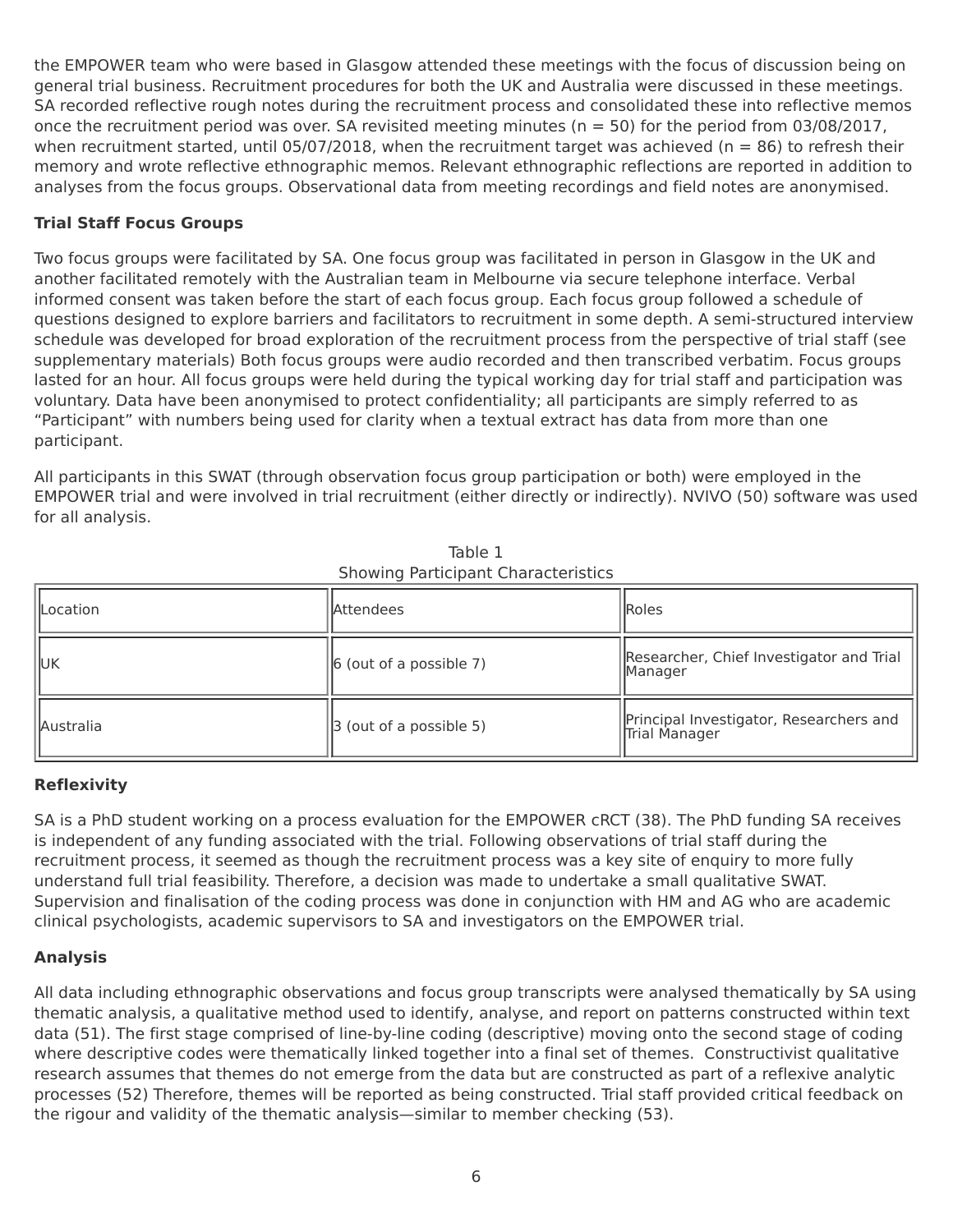the EMPOWER team who were based in Glasgow attended these meetings with the focus of discussion being on general trial business. Recruitment procedures for both the UK and Australia were discussed in these meetings. SA recorded reflective rough notes during the recruitment process and consolidated these into reflective memos once the recruitment period was over. SA revisited meeting minutes (n = 50) for the period from 03/08/2017, when recruitment started, until 05/07/2018, when the recruitment target was achieved (n = 86) to refresh their memory and wrote reflective ethnographic memos. Relevant ethnographic reflections are reported in addition to analyses from the focus groups. Observational data from meeting recordings and field notes are anonymised.

**Trial Staff Focus Groups**

Two focus groups were facilitated by SA. One focus group was facilitated in person in Glasgow in the UK and another facilitated remotely with the Australian team in Melbourne via secure telephone interface. Verbal informed consent was taken before the start of each focus group. Each focus group followed a schedule of questions designed to explore barriers and facilitators to recruitment in some depth. A semi-structured interview schedule was developed for broad exploration of the recruitment process from the perspective of trial staff (see supplementary materials) Both focus groups were audio recorded and then transcribed verbatim. Focus groups lasted for an hour. All focus groups were held during the typical working day for trial staff and participation was voluntary. Data have been anonymised to protect confidentiality; all participants are simply referred to as "Participant" with numbers being used for clarity when a textual extract has data from more than one participant.

All participants in this SWAT (through observation focus group participation or both) were employed in the EMPOWER trial and were involved in trial recruitment (either directly or indirectly). NVIVO (50) software was used for all analysis.

Table 1
Showing Participant Characteristics

| Location | Attendees | Roles |
|---|---|---|
| UK | 6 (out of a possible 7) | Researcher, Chief Investigator and Trial Manager |
| Australia | 3 (out of a possible 5) | Principal Investigator, Researchers and Trial Manager |

**Reflexivity**

SA is a PhD student working on a process evaluation for the EMPOWER cRCT (38). The PhD funding SA receives is independent of any funding associated with the trial. Following observations of trial staff during the recruitment process, it seemed as though the recruitment process was a key site of enquiry to more fully understand full trial feasibility. Therefore, a decision was made to undertake a small qualitative SWAT. Supervision and finalisation of the coding process was done in conjunction with HM and AG who are academic clinical psychologists, academic supervisors to SA and investigators on the EMPOWER trial.

**Analysis**

All data including ethnographic observations and focus group transcripts were analysed thematically by SA using thematic analysis, a qualitative method used to identify, analyse, and report on patterns constructed within text data (51). The first stage comprised of line-by-line coding (descriptive) moving onto the second stage of coding where descriptive codes were thematically linked together into a final set of themes. Constructivist qualitative research assumes that themes do not emerge from the data but are constructed as part of a reflexive analytic processes (52) Therefore, themes will be reported as being constructed. Trial staff provided critical feedback on the rigour and validity of the thematic analysis—similar to member checking (53).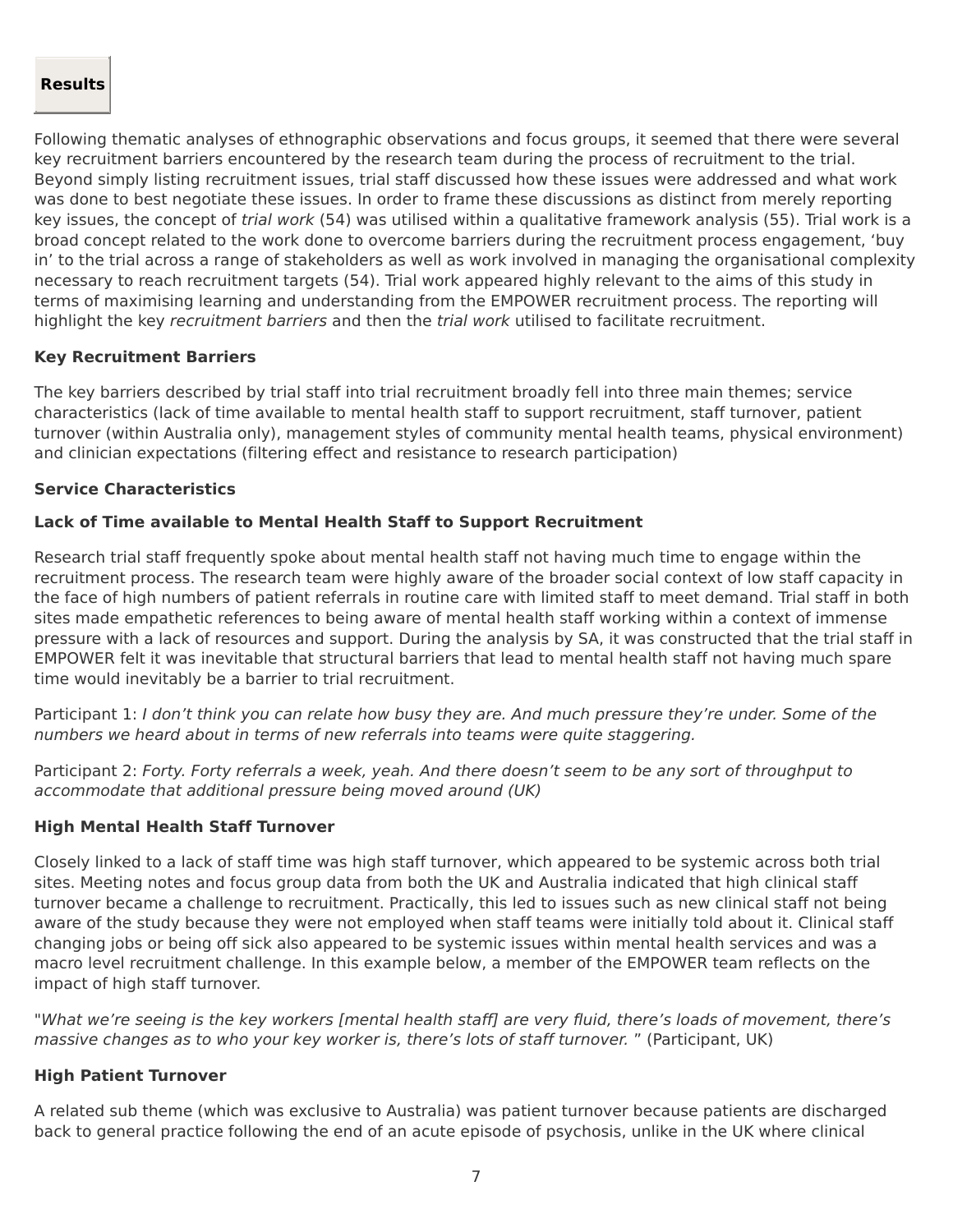## Results

Following thematic analyses of ethnographic observations and focus groups, it seemed that there were several key recruitment barriers encountered by the research team during the process of recruitment to the trial. Beyond simply listing recruitment issues, trial staff discussed how these issues were addressed and what work was done to best negotiate these issues. In order to frame these discussions as distinct from merely reporting key issues, the concept of *trial work* (54) was utilised within a qualitative framework analysis (55). Trial work is a broad concept related to the work done to overcome barriers during the recruitment process engagement, 'buy in' to the trial across a range of stakeholders as well as work involved in managing the organisational complexity necessary to reach recruitment targets (54). Trial work appeared highly relevant to the aims of this study in terms of maximising learning and understanding from the EMPOWER recruitment process. The reporting will highlight the key *recruitment barriers* and then the *trial work* utilised to facilitate recruitment.

### Key Recruitment Barriers

The key barriers described by trial staff into trial recruitment broadly fell into three main themes; service characteristics (lack of time available to mental health staff to support recruitment, staff turnover, patient turnover (within Australia only), management styles of community mental health teams, physical environment) and clinician expectations (filtering effect and resistance to research participation)

### Service Characteristics

#### Lack of Time available to Mental Health Staff to Support Recruitment

Research trial staff frequently spoke about mental health staff not having much time to engage within the recruitment process. The research team were highly aware of the broader social context of low staff capacity in the face of high numbers of patient referrals in routine care with limited staff to meet demand. Trial staff in both sites made empathetic references to being aware of mental health staff working within a context of immense pressure with a lack of resources and support. During the analysis by SA, it was constructed that the trial staff in EMPOWER felt it was inevitable that structural barriers that lead to mental health staff not having much spare time would inevitably be a barrier to trial recruitment.

Participant 1: *I don't think you can relate how busy they are. And much pressure they're under. Some of the numbers we heard about in terms of new referrals into teams were quite staggering.*

Participant 2: *Forty. Forty referrals a week, yeah. And there doesn't seem to be any sort of throughput to accommodate that additional pressure being moved around (UK)*

#### High Mental Health Staff Turnover

Closely linked to a lack of staff time was high staff turnover, which appeared to be systemic across both trial sites. Meeting notes and focus group data from both the UK and Australia indicated that high clinical staff turnover became a challenge to recruitment. Practically, this led to issues such as new clinical staff not being aware of the study because they were not employed when staff teams were initially told about it. Clinical staff changing jobs or being off sick also appeared to be systemic issues within mental health services and was a macro level recruitment challenge. In this example below, a member of the EMPOWER team reflects on the impact of high staff turnover.

"*What we're seeing is the key workers [mental health staff] are very fluid, there's loads of movement, there's massive changes as to who your key worker is, there's lots of staff turnover.* " (Participant, UK)

#### High Patient Turnover

A related sub theme (which was exclusive to Australia) was patient turnover because patients are discharged back to general practice following the end of an acute episode of psychosis, unlike in the UK where clinical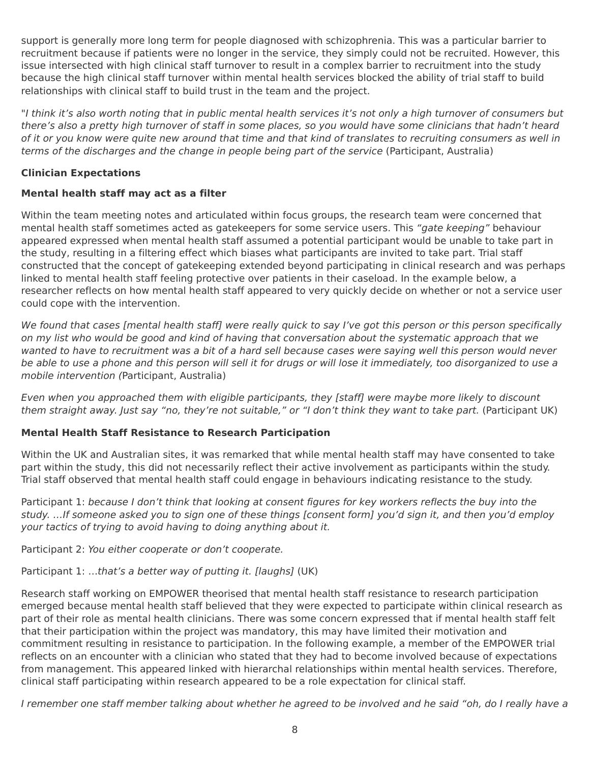support is generally more long term for people diagnosed with schizophrenia. This was a particular barrier to recruitment because if patients were no longer in the service, they simply could not be recruited. However, this issue intersected with high clinical staff turnover to result in a complex barrier to recruitment into the study because the high clinical staff turnover within mental health services blocked the ability of trial staff to build relationships with clinical staff to build trust in the team and the project.

"*I think it's also worth noting that in public mental health services it's not only a high turnover of consumers but there's also a pretty high turnover of staff in some places, so you would have some clinicians that hadn't heard of it or you know were quite new around that time and that kind of translates to recruiting consumers as well in terms of the discharges and the change in people being part of the service* (Participant, Australia)

**Clinician Expectations**

**Mental health staff may act as a filter**

Within the team meeting notes and articulated within focus groups, the research team were concerned that mental health staff sometimes acted as gatekeepers for some service users. This *"gate keeping"* behaviour appeared expressed when mental health staff assumed a potential participant would be unable to take part in the study, resulting in a filtering effect which biases what participants are invited to take part. Trial staff constructed that the concept of gatekeeping extended beyond participating in clinical research and was perhaps linked to mental health staff feeling protective over patients in their caseload. In the example below, a researcher reflects on how mental health staff appeared to very quickly decide on whether or not a service user could cope with the intervention.

*We found that cases [mental health staff] were really quick to say I've got this person or this person specifically on my list who would be good and kind of having that conversation about the systematic approach that we wanted to have to recruitment was a bit of a hard sell because cases were saying well this person would never be able to use a phone and this person will sell it for drugs or will lose it immediately, too disorganized to use a mobile intervention (*Participant, Australia)

*Even when you approached them with eligible participants, they [staff] were maybe more likely to discount them straight away. Just say "no, they're not suitable," or "I don't think they want to take part.* (Participant UK)

**Mental Health Staff Resistance to Research Participation**

Within the UK and Australian sites, it was remarked that while mental health staff may have consented to take part within the study, this did not necessarily reflect their active involvement as participants within the study. Trial staff observed that mental health staff could engage in behaviours indicating resistance to the study.

Participant 1: *because I don't think that looking at consent figures for key workers reflects the buy into the study. …If someone asked you to sign one of these things [consent form] you'd sign it, and then you'd employ your tactics of trying to avoid having to doing anything about it.*

Participant 2: *You either cooperate or don't cooperate.*

Participant 1: …*that's a better way of putting it. [laughs]* (UK)

Research staff working on EMPOWER theorised that mental health staff resistance to research participation emerged because mental health staff believed that they were expected to participate within clinical research as part of their role as mental health clinicians. There was some concern expressed that if mental health staff felt that their participation within the project was mandatory, this may have limited their motivation and commitment resulting in resistance to participation. In the following example, a member of the EMPOWER trial reflects on an encounter with a clinician who stated that they had to become involved because of expectations from management. This appeared linked with hierarchal relationships within mental health services. Therefore, clinical staff participating within research appeared to be a role expectation for clinical staff.

*I remember one staff member talking about whether he agreed to be involved and he said "oh, do I really have a*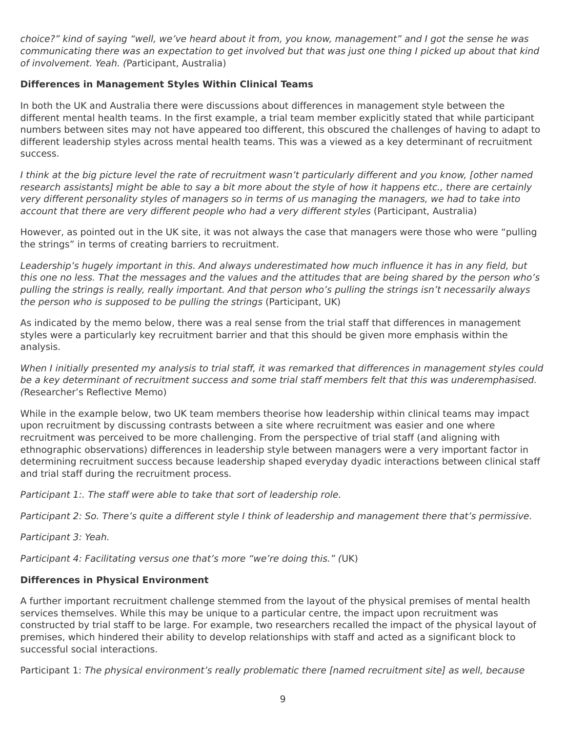*choice?" kind of saying "well, we've heard about it from, you know, management" and I got the sense he was communicating there was an expectation to get involved but that was just one thing I picked up about that kind of involvement. Yeah. (*Participant, Australia)

**Differences in Management Styles Within Clinical Teams**

In both the UK and Australia there were discussions about differences in management style between the different mental health teams. In the first example, a trial team member explicitly stated that while participant numbers between sites may not have appeared too different, this obscured the challenges of having to adapt to different leadership styles across mental health teams. This was a viewed as a key determinant of recruitment success.

*I think at the big picture level the rate of recruitment wasn't particularly different and you know, [other named research assistants] might be able to say a bit more about the style of how it happens etc., there are certainly very different personality styles of managers so in terms of us managing the managers, we had to take into account that there are very different people who had a very different styles* (Participant, Australia)

However, as pointed out in the UK site, it was not always the case that managers were those who were "pulling the strings" in terms of creating barriers to recruitment.

*Leadership's hugely important in this. And always underestimated how much influence it has in any field, but this one no less. That the messages and the values and the attitudes that are being shared by the person who's pulling the strings is really, really important. And that person who's pulling the strings isn't necessarily always the person who is supposed to be pulling the strings* (Participant, UK)

As indicated by the memo below, there was a real sense from the trial staff that differences in management styles were a particularly key recruitment barrier and that this should be given more emphasis within the analysis.

*When I initially presented my analysis to trial staff, it was remarked that differences in management styles could be a key determinant of recruitment success and some trial staff members felt that this was underemphasised. (*Researcher's Reflective Memo)

While in the example below, two UK team members theorise how leadership within clinical teams may impact upon recruitment by discussing contrasts between a site where recruitment was easier and one where recruitment was perceived to be more challenging. From the perspective of trial staff (and aligning with ethnographic observations) differences in leadership style between managers were a very important factor in determining recruitment success because leadership shaped everyday dyadic interactions between clinical staff and trial staff during the recruitment process.

*Participant 1:. The staff were able to take that sort of leadership role.*

*Participant 2: So. There's quite a different style I think of leadership and management there that's permissive.*

*Participant 3: Yeah.*

*Participant 4: Facilitating versus one that's more "we're doing this." (*UK)

**Differences in Physical Environment**

A further important recruitment challenge stemmed from the layout of the physical premises of mental health services themselves. While this may be unique to a particular centre, the impact upon recruitment was constructed by trial staff to be large. For example, two researchers recalled the impact of the physical layout of premises, which hindered their ability to develop relationships with staff and acted as a significant block to successful social interactions.

Participant 1: *The physical environment's really problematic there [named recruitment site] as well, because*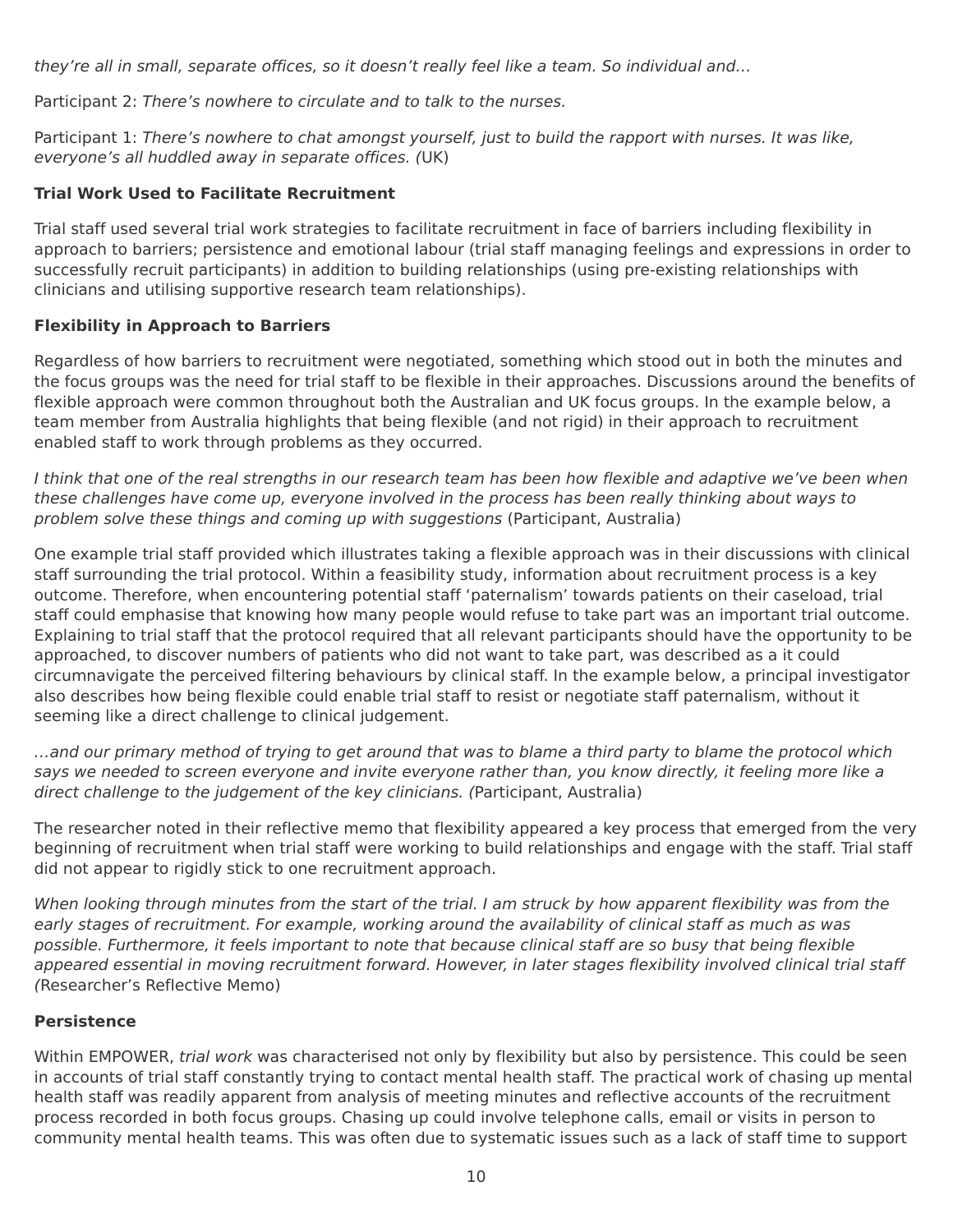*they're all in small, separate offices, so it doesn't really feel like a team. So individual and…*

Participant 2: *There's nowhere to circulate and to talk to the nurses.*

Participant 1: *There's nowhere to chat amongst yourself, just to build the rapport with nurses. It was like, everyone's all huddled away in separate offices. (*UK)

**Trial Work Used to Facilitate Recruitment**

Trial staff used several trial work strategies to facilitate recruitment in face of barriers including flexibility in approach to barriers; persistence and emotional labour (trial staff managing feelings and expressions in order to successfully recruit participants) in addition to building relationships (using pre-existing relationships with clinicians and utilising supportive research team relationships).

**Flexibility in Approach to Barriers**

Regardless of how barriers to recruitment were negotiated, something which stood out in both the minutes and the focus groups was the need for trial staff to be flexible in their approaches. Discussions around the benefits of flexible approach were common throughout both the Australian and UK focus groups. In the example below, a team member from Australia highlights that being flexible (and not rigid) in their approach to recruitment enabled staff to work through problems as they occurred.

*I think that one of the real strengths in our research team has been how flexible and adaptive we've been when these challenges have come up, everyone involved in the process has been really thinking about ways to problem solve these things and coming up with suggestions* (Participant, Australia)

One example trial staff provided which illustrates taking a flexible approach was in their discussions with clinical staff surrounding the trial protocol. Within a feasibility study, information about recruitment process is a key outcome. Therefore, when encountering potential staff 'paternalism' towards patients on their caseload, trial staff could emphasise that knowing how many people would refuse to take part was an important trial outcome. Explaining to trial staff that the protocol required that all relevant participants should have the opportunity to be approached, to discover numbers of patients who did not want to take part, was described as a it could circumnavigate the perceived filtering behaviours by clinical staff. In the example below, a principal investigator also describes how being flexible could enable trial staff to resist or negotiate staff paternalism, without it seeming like a direct challenge to clinical judgement.

*…and our primary method of trying to get around that was to blame a third party to blame the protocol which says we needed to screen everyone and invite everyone rather than, you know directly, it feeling more like a direct challenge to the judgement of the key clinicians. (*Participant, Australia)

The researcher noted in their reflective memo that flexibility appeared a key process that emerged from the very beginning of recruitment when trial staff were working to build relationships and engage with the staff. Trial staff did not appear to rigidly stick to one recruitment approach.

*When looking through minutes from the start of the trial. I am struck by how apparent flexibility was from the early stages of recruitment. For example, working around the availability of clinical staff as much as was possible. Furthermore, it feels important to note that because clinical staff are so busy that being flexible appeared essential in moving recruitment forward. However, in later stages flexibility involved clinical trial staff (*Researcher's Reflective Memo)

**Persistence**

Within EMPOWER, *trial work* was characterised not only by flexibility but also by persistence. This could be seen in accounts of trial staff constantly trying to contact mental health staff. The practical work of chasing up mental health staff was readily apparent from analysis of meeting minutes and reflective accounts of the recruitment process recorded in both focus groups. Chasing up could involve telephone calls, email or visits in person to community mental health teams. This was often due to systematic issues such as a lack of staff time to support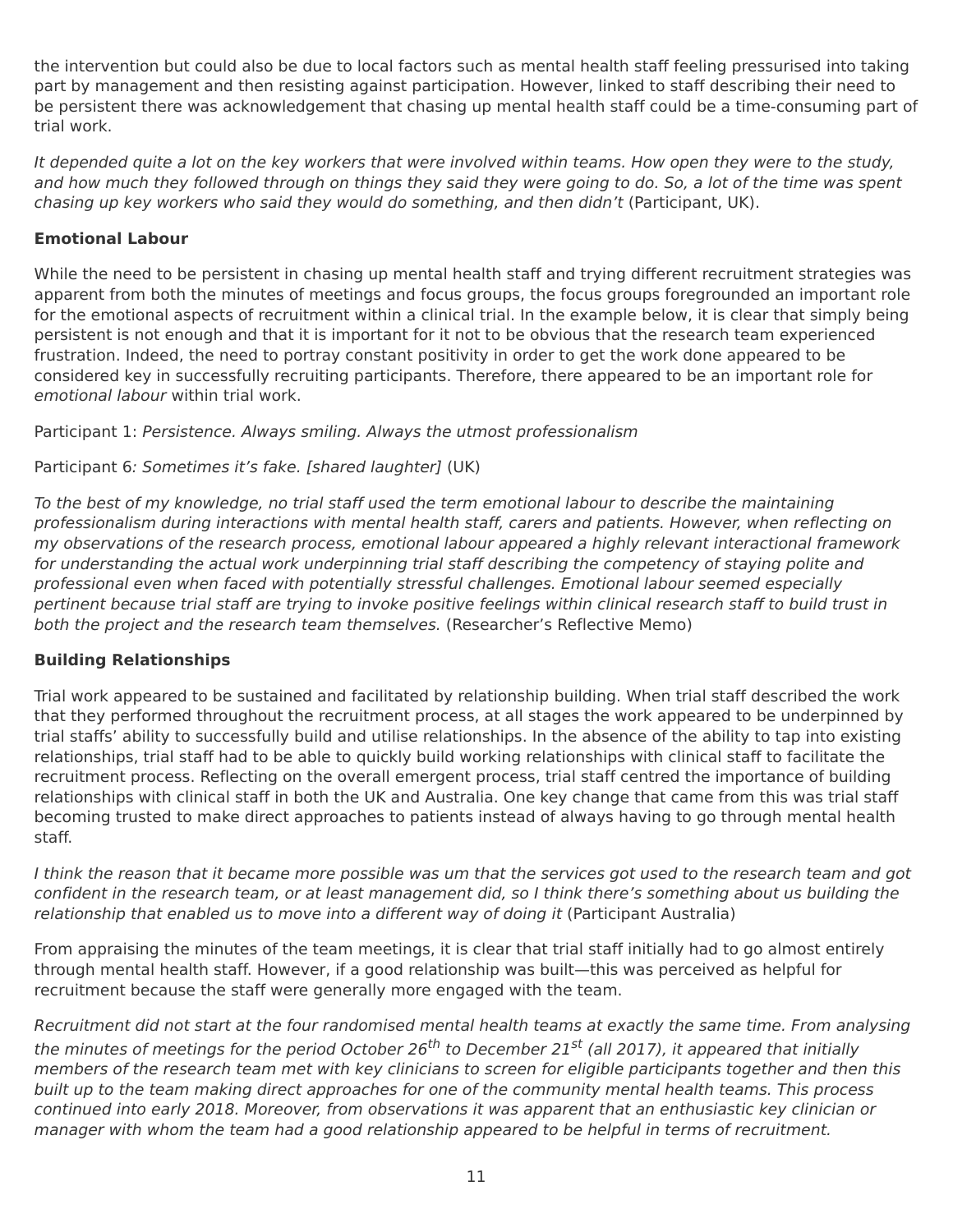the intervention but could also be due to local factors such as mental health staff feeling pressurised into taking part by management and then resisting against participation. However, linked to staff describing their need to be persistent there was acknowledgement that chasing up mental health staff could be a time-consuming part of trial work.

*It depended quite a lot on the key workers that were involved within teams. How open they were to the study, and how much they followed through on things they said they were going to do. So, a lot of the time was spent chasing up key workers who said they would do something, and then didn't* (Participant, UK).

**Emotional Labour**

While the need to be persistent in chasing up mental health staff and trying different recruitment strategies was apparent from both the minutes of meetings and focus groups, the focus groups foregrounded an important role for the emotional aspects of recruitment within a clinical trial. In the example below, it is clear that simply being persistent is not enough and that it is important for it not to be obvious that the research team experienced frustration. Indeed, the need to portray constant positivity in order to get the work done appeared to be considered key in successfully recruiting participants. Therefore, there appeared to be an important role for *emotional labour* within trial work.

Participant 1: *Persistence. Always smiling. Always the utmost professionalism*

Participant 6*: Sometimes it's fake. [shared laughter]* (UK)

*To the best of my knowledge, no trial staff used the term emotional labour to describe the maintaining professionalism during interactions with mental health staff, carers and patients. However, when reflecting on my observations of the research process, emotional labour appeared a highly relevant interactional framework for understanding the actual work underpinning trial staff describing the competency of staying polite and professional even when faced with potentially stressful challenges. Emotional labour seemed especially pertinent because trial staff are trying to invoke positive feelings within clinical research staff to build trust in both the project and the research team themselves.* (Researcher's Reflective Memo)

**Building Relationships**

Trial work appeared to be sustained and facilitated by relationship building. When trial staff described the work that they performed throughout the recruitment process, at all stages the work appeared to be underpinned by trial staffs' ability to successfully build and utilise relationships. In the absence of the ability to tap into existing relationships, trial staff had to be able to quickly build working relationships with clinical staff to facilitate the recruitment process. Reflecting on the overall emergent process, trial staff centred the importance of building relationships with clinical staff in both the UK and Australia. One key change that came from this was trial staff becoming trusted to make direct approaches to patients instead of always having to go through mental health staff.

*I think the reason that it became more possible was um that the services got used to the research team and got confident in the research team, or at least management did, so I think there's something about us building the relationship that enabled us to move into a different way of doing it* (Participant Australia)

From appraising the minutes of the team meetings, it is clear that trial staff initially had to go almost entirely through mental health staff. However, if a good relationship was built—this was perceived as helpful for recruitment because the staff were generally more engaged with the team.

*Recruitment did not start at the four randomised mental health teams at exactly the same time. From analysing the minutes of meetings for the period October 26th to December 21st (all 2017), it appeared that initially members of the research team met with key clinicians to screen for eligible participants together and then this built up to the team making direct approaches for one of the community mental health teams. This process continued into early 2018. Moreover, from observations it was apparent that an enthusiastic key clinician or manager with whom the team had a good relationship appeared to be helpful in terms of recruitment.*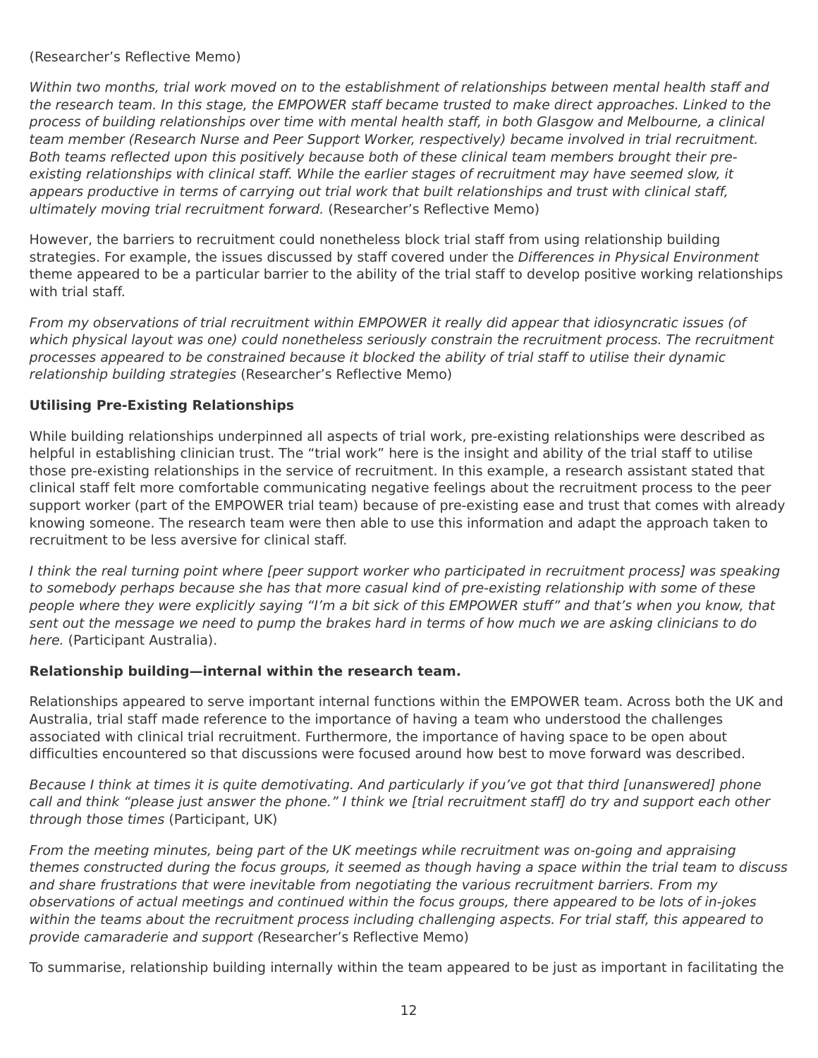(Researcher's Reflective Memo)

*Within two months, trial work moved on to the establishment of relationships between mental health staff and the research team. In this stage, the EMPOWER staff became trusted to make direct approaches. Linked to the process of building relationships over time with mental health staff, in both Glasgow and Melbourne, a clinical team member (Research Nurse and Peer Support Worker, respectively) became involved in trial recruitment. Both teams reflected upon this positively because both of these clinical team members brought their pre-existing relationships with clinical staff. While the earlier stages of recruitment may have seemed slow, it appears productive in terms of carrying out trial work that built relationships and trust with clinical staff, ultimately moving trial recruitment forward.* (Researcher's Reflective Memo)

However, the barriers to recruitment could nonetheless block trial staff from using relationship building strategies. For example, the issues discussed by staff covered under the *Differences in Physical Environment* theme appeared to be a particular barrier to the ability of the trial staff to develop positive working relationships with trial staff.

*From my observations of trial recruitment within EMPOWER it really did appear that idiosyncratic issues (of which physical layout was one) could nonetheless seriously constrain the recruitment process. The recruitment processes appeared to be constrained because it blocked the ability of trial staff to utilise their dynamic relationship building strategies* (Researcher's Reflective Memo)

**Utilising Pre-Existing Relationships**

While building relationships underpinned all aspects of trial work, pre-existing relationships were described as helpful in establishing clinician trust. The "trial work" here is the insight and ability of the trial staff to utilise those pre-existing relationships in the service of recruitment. In this example, a research assistant stated that clinical staff felt more comfortable communicating negative feelings about the recruitment process to the peer support worker (part of the EMPOWER trial team) because of pre-existing ease and trust that comes with already knowing someone. The research team were then able to use this information and adapt the approach taken to recruitment to be less aversive for clinical staff.

*I think the real turning point where [peer support worker who participated in recruitment process] was speaking to somebody perhaps because she has that more casual kind of pre-existing relationship with some of these people where they were explicitly saying "I'm a bit sick of this EMPOWER stuff" and that's when you know, that sent out the message we need to pump the brakes hard in terms of how much we are asking clinicians to do here.* (Participant Australia).

**Relationship building—internal within the research team.**

Relationships appeared to serve important internal functions within the EMPOWER team. Across both the UK and Australia, trial staff made reference to the importance of having a team who understood the challenges associated with clinical trial recruitment. Furthermore, the importance of having space to be open about difficulties encountered so that discussions were focused around how best to move forward was described.

*Because I think at times it is quite demotivating. And particularly if you've got that third [unanswered] phone call and think "please just answer the phone." I think we [trial recruitment staff] do try and support each other through those times* (Participant, UK)

*From the meeting minutes, being part of the UK meetings while recruitment was on-going and appraising themes constructed during the focus groups, it seemed as though having a space within the trial team to discuss and share frustrations that were inevitable from negotiating the various recruitment barriers. From my observations of actual meetings and continued within the focus groups, there appeared to be lots of in-jokes within the teams about the recruitment process including challenging aspects. For trial staff, this appeared to provide camaraderie and support (*Researcher's Reflective Memo)

To summarise, relationship building internally within the team appeared to be just as important in facilitating the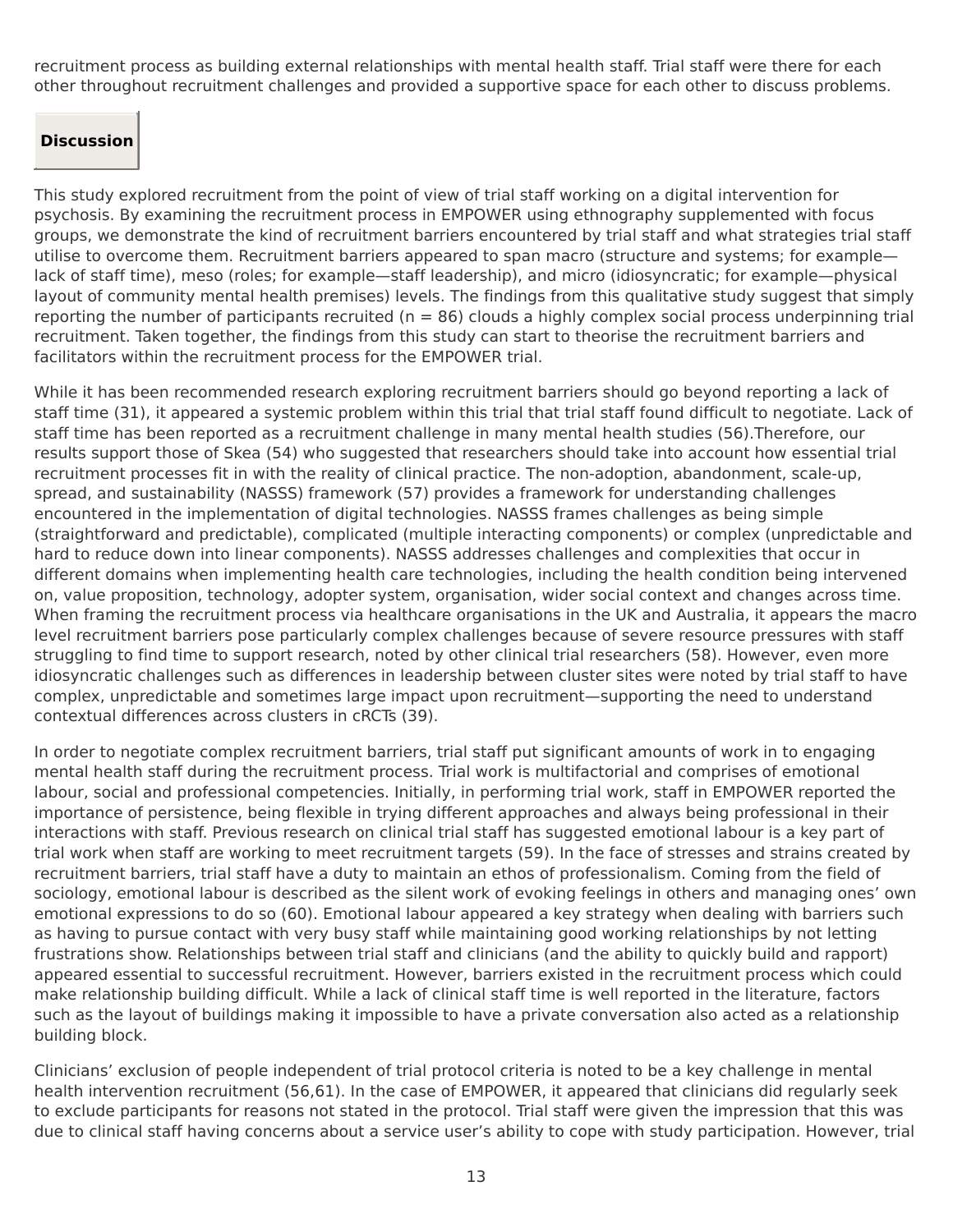recruitment process as building external relationships with mental health staff. Trial staff were there for each other throughout recruitment challenges and provided a supportive space for each other to discuss problems.

## Discussion

This study explored recruitment from the point of view of trial staff working on a digital intervention for psychosis. By examining the recruitment process in EMPOWER using ethnography supplemented with focus groups, we demonstrate the kind of recruitment barriers encountered by trial staff and what strategies trial staff utilise to overcome them. Recruitment barriers appeared to span macro (structure and systems; for example—lack of staff time), meso (roles; for example—staff leadership), and micro (idiosyncratic; for example—physical layout of community mental health premises) levels. The findings from this qualitative study suggest that simply reporting the number of participants recruited (n = 86) clouds a highly complex social process underpinning trial recruitment. Taken together, the findings from this study can start to theorise the recruitment barriers and facilitators within the recruitment process for the EMPOWER trial.

While it has been recommended research exploring recruitment barriers should go beyond reporting a lack of staff time (31), it appeared a systemic problem within this trial that trial staff found difficult to negotiate. Lack of staff time has been reported as a recruitment challenge in many mental health studies (56).Therefore, our results support those of Skea (54) who suggested that researchers should take into account how essential trial recruitment processes fit in with the reality of clinical practice. The non-adoption, abandonment, scale-up, spread, and sustainability (NASSS) framework (57) provides a framework for understanding challenges encountered in the implementation of digital technologies. NASSS frames challenges as being simple (straightforward and predictable), complicated (multiple interacting components) or complex (unpredictable and hard to reduce down into linear components). NASSS addresses challenges and complexities that occur in different domains when implementing health care technologies, including the health condition being intervened on, value proposition, technology, adopter system, organisation, wider social context and changes across time. When framing the recruitment process via healthcare organisations in the UK and Australia, it appears the macro level recruitment barriers pose particularly complex challenges because of severe resource pressures with staff struggling to find time to support research, noted by other clinical trial researchers (58). However, even more idiosyncratic challenges such as differences in leadership between cluster sites were noted by trial staff to have complex, unpredictable and sometimes large impact upon recruitment—supporting the need to understand contextual differences across clusters in cRCTs (39).

In order to negotiate complex recruitment barriers, trial staff put significant amounts of work in to engaging mental health staff during the recruitment process. Trial work is multifactorial and comprises of emotional labour, social and professional competencies. Initially, in performing trial work, staff in EMPOWER reported the importance of persistence, being flexible in trying different approaches and always being professional in their interactions with staff. Previous research on clinical trial staff has suggested emotional labour is a key part of trial work when staff are working to meet recruitment targets (59). In the face of stresses and strains created by recruitment barriers, trial staff have a duty to maintain an ethos of professionalism. Coming from the field of sociology, emotional labour is described as the silent work of evoking feelings in others and managing ones' own emotional expressions to do so (60). Emotional labour appeared a key strategy when dealing with barriers such as having to pursue contact with very busy staff while maintaining good working relationships by not letting frustrations show. Relationships between trial staff and clinicians (and the ability to quickly build and rapport) appeared essential to successful recruitment. However, barriers existed in the recruitment process which could make relationship building difficult. While a lack of clinical staff time is well reported in the literature, factors such as the layout of buildings making it impossible to have a private conversation also acted as a relationship building block.

Clinicians' exclusion of people independent of trial protocol criteria is noted to be a key challenge in mental health intervention recruitment (56,61). In the case of EMPOWER, it appeared that clinicians did regularly seek to exclude participants for reasons not stated in the protocol. Trial staff were given the impression that this was due to clinical staff having concerns about a service user's ability to cope with study participation. However, trial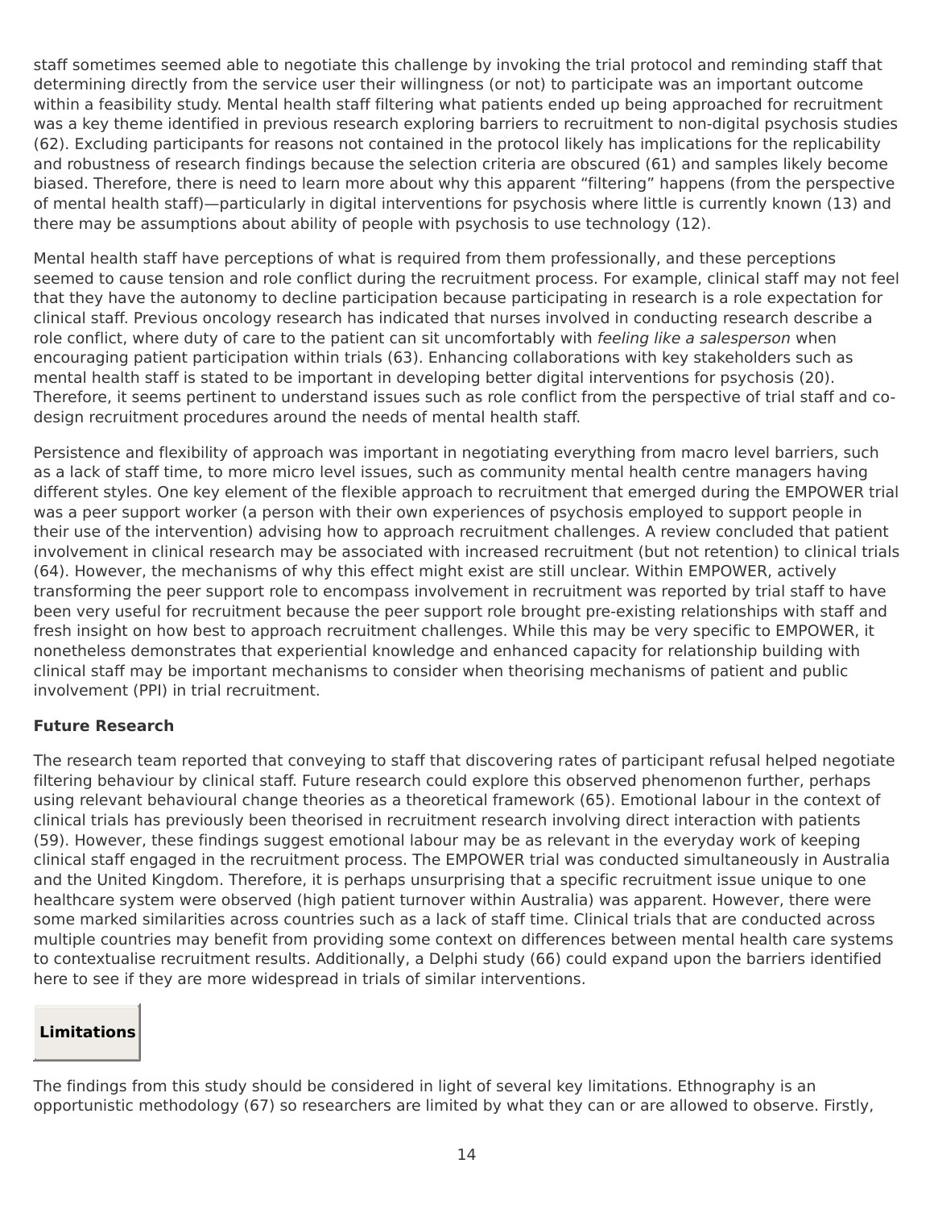staff sometimes seemed able to negotiate this challenge by invoking the trial protocol and reminding staff that determining directly from the service user their willingness (or not) to participate was an important outcome within a feasibility study. Mental health staff filtering what patients ended up being approached for recruitment was a key theme identified in previous research exploring barriers to recruitment to non-digital psychosis studies (62). Excluding participants for reasons not contained in the protocol likely has implications for the replicability and robustness of research findings because the selection criteria are obscured (61) and samples likely become biased. Therefore, there is need to learn more about why this apparent "filtering" happens (from the perspective of mental health staff)—particularly in digital interventions for psychosis where little is currently known (13) and there may be assumptions about ability of people with psychosis to use technology (12).

Mental health staff have perceptions of what is required from them professionally, and these perceptions seemed to cause tension and role conflict during the recruitment process. For example, clinical staff may not feel that they have the autonomy to decline participation because participating in research is a role expectation for clinical staff. Previous oncology research has indicated that nurses involved in conducting research describe a role conflict, where duty of care to the patient can sit uncomfortably with *feeling like a salesperson* when encouraging patient participation within trials (63). Enhancing collaborations with key stakeholders such as mental health staff is stated to be important in developing better digital interventions for psychosis (20). Therefore, it seems pertinent to understand issues such as role conflict from the perspective of trial staff and co-design recruitment procedures around the needs of mental health staff.

Persistence and flexibility of approach was important in negotiating everything from macro level barriers, such as a lack of staff time, to more micro level issues, such as community mental health centre managers having different styles. One key element of the flexible approach to recruitment that emerged during the EMPOWER trial was a peer support worker (a person with their own experiences of psychosis employed to support people in their use of the intervention) advising how to approach recruitment challenges. A review concluded that patient involvement in clinical research may be associated with increased recruitment (but not retention) to clinical trials (64). However, the mechanisms of why this effect might exist are still unclear. Within EMPOWER, actively transforming the peer support role to encompass involvement in recruitment was reported by trial staff to have been very useful for recruitment because the peer support role brought pre-existing relationships with staff and fresh insight on how best to approach recruitment challenges. While this may be very specific to EMPOWER, it nonetheless demonstrates that experiential knowledge and enhanced capacity for relationship building with clinical staff may be important mechanisms to consider when theorising mechanisms of patient and public involvement (PPI) in trial recruitment.

**Future Research**

The research team reported that conveying to staff that discovering rates of participant refusal helped negotiate filtering behaviour by clinical staff. Future research could explore this observed phenomenon further, perhaps using relevant behavioural change theories as a theoretical framework (65). Emotional labour in the context of clinical trials has previously been theorised in recruitment research involving direct interaction with patients (59). However, these findings suggest emotional labour may be as relevant in the everyday work of keeping clinical staff engaged in the recruitment process. The EMPOWER trial was conducted simultaneously in Australia and the United Kingdom. Therefore, it is perhaps unsurprising that a specific recruitment issue unique to one healthcare system were observed (high patient turnover within Australia) was apparent. However, there were some marked similarities across countries such as a lack of staff time. Clinical trials that are conducted across multiple countries may benefit from providing some context on differences between mental health care systems to contextualise recruitment results. Additionally, a Delphi study (66) could expand upon the barriers identified here to see if they are more widespread in trials of similar interventions.

## Limitations

The findings from this study should be considered in light of several key limitations. Ethnography is an opportunistic methodology (67) so researchers are limited by what they can or are allowed to observe. Firstly,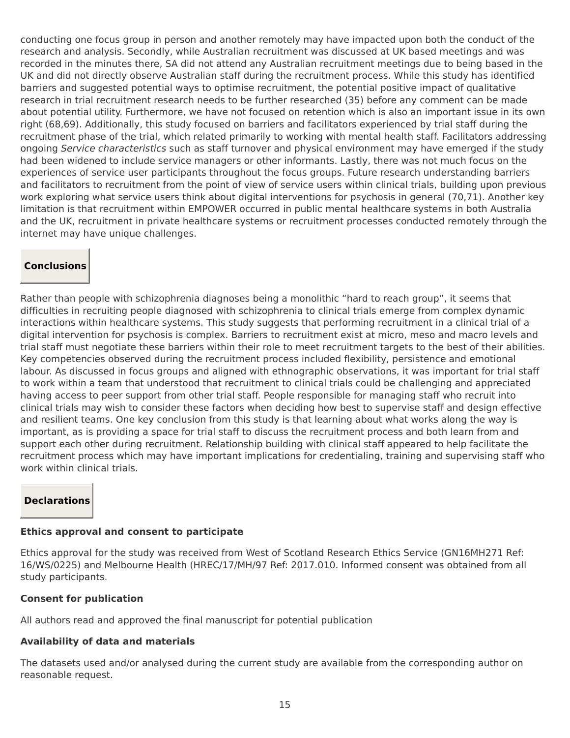conducting one focus group in person and another remotely may have impacted upon both the conduct of the research and analysis. Secondly, while Australian recruitment was discussed at UK based meetings and was recorded in the minutes there, SA did not attend any Australian recruitment meetings due to being based in the UK and did not directly observe Australian staff during the recruitment process. While this study has identified barriers and suggested potential ways to optimise recruitment, the potential positive impact of qualitative research in trial recruitment research needs to be further researched (35) before any comment can be made about potential utility. Furthermore, we have not focused on retention which is also an important issue in its own right (68,69). Additionally, this study focused on barriers and facilitators experienced by trial staff during the recruitment phase of the trial, which related primarily to working with mental health staff. Facilitators addressing ongoing *Service characteristics* such as staff turnover and physical environment may have emerged if the study had been widened to include service managers or other informants. Lastly, there was not much focus on the experiences of service user participants throughout the focus groups. Future research understanding barriers and facilitators to recruitment from the point of view of service users within clinical trials, building upon previous work exploring what service users think about digital interventions for psychosis in general (70,71). Another key limitation is that recruitment within EMPOWER occurred in public mental healthcare systems in both Australia and the UK, recruitment in private healthcare systems or recruitment processes conducted remotely through the internet may have unique challenges.

## Conclusions

Rather than people with schizophrenia diagnoses being a monolithic "hard to reach group", it seems that difficulties in recruiting people diagnosed with schizophrenia to clinical trials emerge from complex dynamic interactions within healthcare systems. This study suggests that performing recruitment in a clinical trial of a digital intervention for psychosis is complex. Barriers to recruitment exist at micro, meso and macro levels and trial staff must negotiate these barriers within their role to meet recruitment targets to the best of their abilities. Key competencies observed during the recruitment process included flexibility, persistence and emotional labour. As discussed in focus groups and aligned with ethnographic observations, it was important for trial staff to work within a team that understood that recruitment to clinical trials could be challenging and appreciated having access to peer support from other trial staff. People responsible for managing staff who recruit into clinical trials may wish to consider these factors when deciding how best to supervise staff and design effective and resilient teams. One key conclusion from this study is that learning about what works along the way is important, as is providing a space for trial staff to discuss the recruitment process and both learn from and support each other during recruitment. Relationship building with clinical staff appeared to help facilitate the recruitment process which may have important implications for credentialing, training and supervising staff who work within clinical trials.

## Declarations

**Ethics approval and consent to participate**

Ethics approval for the study was received from West of Scotland Research Ethics Service (GN16MH271 Ref: 16/WS/0225) and Melbourne Health (HREC/17/MH/97 Ref: 2017.010. Informed consent was obtained from all study participants.

**Consent for publication**

All authors read and approved the final manuscript for potential publication

**Availability of data and materials**

The datasets used and/or analysed during the current study are available from the corresponding author on reasonable request.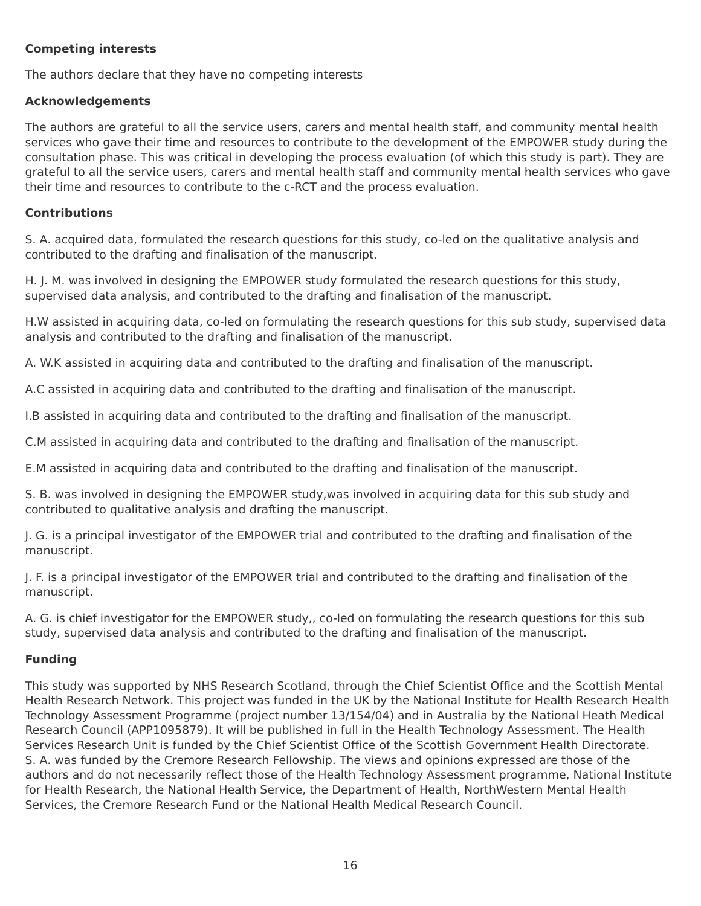**Competing interests**

The authors declare that they have no competing interests

**Acknowledgements**

The authors are grateful to all the service users, carers and mental health staff, and community mental health services who gave their time and resources to contribute to the development of the EMPOWER study during the consultation phase. This was critical in developing the process evaluation (of which this study is part). They are grateful to all the service users, carers and mental health staff and community mental health services who gave their time and resources to contribute to the c-RCT and the process evaluation.

**Contributions**

S. A. acquired data, formulated the research questions for this study, co-led on the qualitative analysis and contributed to the drafting and finalisation of the manuscript.

H. J. M. was involved in designing the EMPOWER study formulated the research questions for this study, supervised data analysis, and contributed to the drafting and finalisation of the manuscript.

H.W assisted in acquiring data, co-led on formulating the research questions for this sub study, supervised data analysis and contributed to the drafting and finalisation of the manuscript.

A. W.K assisted in acquiring data and contributed to the drafting and finalisation of the manuscript.

A.C assisted in acquiring data and contributed to the drafting and finalisation of the manuscript.

I.B assisted in acquiring data and contributed to the drafting and finalisation of the manuscript.

C.M assisted in acquiring data and contributed to the drafting and finalisation of the manuscript.

E.M assisted in acquiring data and contributed to the drafting and finalisation of the manuscript.

S. B. was involved in designing the EMPOWER study,was involved in acquiring data for this sub study and contributed to qualitative analysis and drafting the manuscript.

J. G. is a principal investigator of the EMPOWER trial and contributed to the drafting and finalisation of the manuscript.

J. F. is a principal investigator of the EMPOWER trial and contributed to the drafting and finalisation of the manuscript.

A. G. is chief investigator for the EMPOWER study,, co-led on formulating the research questions for this sub study, supervised data analysis and contributed to the drafting and finalisation of the manuscript.

**Funding**

This study was supported by NHS Research Scotland, through the Chief Scientist Office and the Scottish Mental Health Research Network. This project was funded in the UK by the National Institute for Health Research Health Technology Assessment Programme (project number 13/154/04) and in Australia by the National Heath Medical Research Council (APP1095879). It will be published in full in the Health Technology Assessment. The Health Services Research Unit is funded by the Chief Scientist Office of the Scottish Government Health Directorate. S. A. was funded by the Cremore Research Fellowship. The views and opinions expressed are those of the authors and do not necessarily reflect those of the Health Technology Assessment programme, National Institute for Health Research, the National Health Service, the Department of Health, NorthWestern Mental Health Services, the Cremore Research Fund or the National Health Medical Research Council.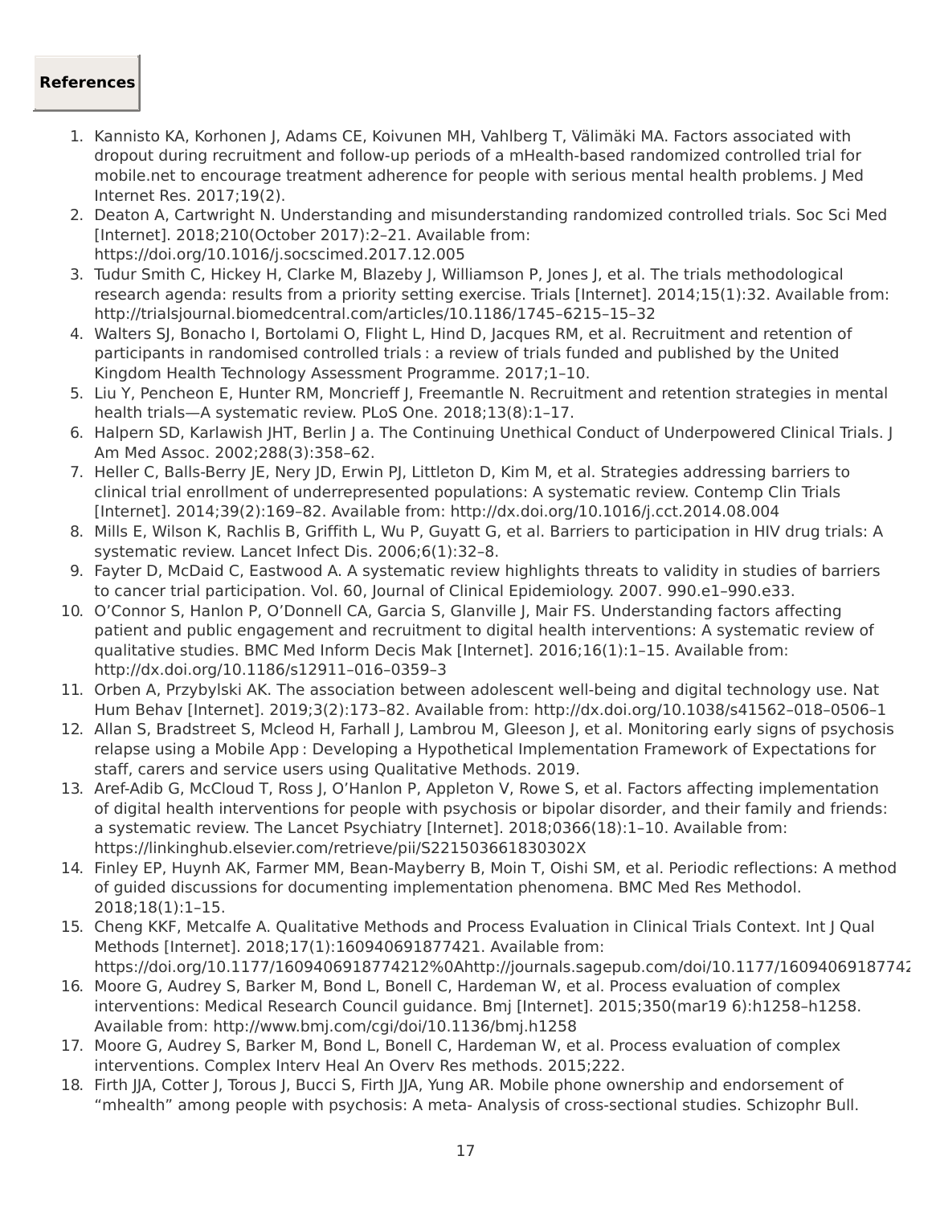## References

1. Kannisto KA, Korhonen J, Adams CE, Koivunen MH, Vahlberg T, Välimäki MA. Factors associated with dropout during recruitment and follow-up periods of a mHealth-based randomized controlled trial for mobile.net to encourage treatment adherence for people with serious mental health problems. J Med Internet Res. 2017;19(2).
2. Deaton A, Cartwright N. Understanding and misunderstanding randomized controlled trials. Soc Sci Med [Internet]. 2018;210(October 2017):2–21. Available from: https://doi.org/10.1016/j.socscimed.2017.12.005
3. Tudur Smith C, Hickey H, Clarke M, Blazeby J, Williamson P, Jones J, et al. The trials methodological research agenda: results from a priority setting exercise. Trials [Internet]. 2014;15(1):32. Available from: http://trialsjournal.biomedcentral.com/articles/10.1186/1745–6215–15–32
4. Walters SJ, Bonacho I, Bortolami O, Flight L, Hind D, Jacques RM, et al. Recruitment and retention of participants in randomised controlled trials : a review of trials funded and published by the United Kingdom Health Technology Assessment Programme. 2017;1–10.
5. Liu Y, Pencheon E, Hunter RM, Moncrieff J, Freemantle N. Recruitment and retention strategies in mental health trials—A systematic review. PLoS One. 2018;13(8):1–17.
6. Halpern SD, Karlawish JHT, Berlin J a. The Continuing Unethical Conduct of Underpowered Clinical Trials. J Am Med Assoc. 2002;288(3):358–62.
7. Heller C, Balls-Berry JE, Nery JD, Erwin PJ, Littleton D, Kim M, et al. Strategies addressing barriers to clinical trial enrollment of underrepresented populations: A systematic review. Contemp Clin Trials [Internet]. 2014;39(2):169–82. Available from: http://dx.doi.org/10.1016/j.cct.2014.08.004
8. Mills E, Wilson K, Rachlis B, Griffith L, Wu P, Guyatt G, et al. Barriers to participation in HIV drug trials: A systematic review. Lancet Infect Dis. 2006;6(1):32–8.
9. Fayter D, McDaid C, Eastwood A. A systematic review highlights threats to validity in studies of barriers to cancer trial participation. Vol. 60, Journal of Clinical Epidemiology. 2007. 990.e1–990.e33.
10. O'Connor S, Hanlon P, O'Donnell CA, Garcia S, Glanville J, Mair FS. Understanding factors affecting patient and public engagement and recruitment to digital health interventions: A systematic review of qualitative studies. BMC Med Inform Decis Mak [Internet]. 2016;16(1):1–15. Available from: http://dx.doi.org/10.1186/s12911–016–0359–3
11. Orben A, Przybylski AK. The association between adolescent well-being and digital technology use. Nat Hum Behav [Internet]. 2019;3(2):173–82. Available from: http://dx.doi.org/10.1038/s41562–018–0506–1
12. Allan S, Bradstreet S, Mcleod H, Farhall J, Lambrou M, Gleeson J, et al. Monitoring early signs of psychosis relapse using a Mobile App : Developing a Hypothetical Implementation Framework of Expectations for staff, carers and service users using Qualitative Methods. 2019.
13. Aref-Adib G, McCloud T, Ross J, O'Hanlon P, Appleton V, Rowe S, et al. Factors affecting implementation of digital health interventions for people with psychosis or bipolar disorder, and their family and friends: a systematic review. The Lancet Psychiatry [Internet]. 2018;0366(18):1–10. Available from: https://linkinghub.elsevier.com/retrieve/pii/S221503661830302X
14. Finley EP, Huynh AK, Farmer MM, Bean-Mayberry B, Moin T, Oishi SM, et al. Periodic reflections: A method of guided discussions for documenting implementation phenomena. BMC Med Res Methodol. 2018;18(1):1–15.
15. Cheng KKF, Metcalfe A. Qualitative Methods and Process Evaluation in Clinical Trials Context. Int J Qual Methods [Internet]. 2018;17(1):160940691877421. Available from: https://doi.org/10.1177/1609406918774212%0Ahttp://journals.sagepub.com/doi/10.1177/16094069187742
16. Moore G, Audrey S, Barker M, Bond L, Bonell C, Hardeman W, et al. Process evaluation of complex interventions: Medical Research Council guidance. Bmj [Internet]. 2015;350(mar19 6):h1258–h1258. Available from: http://www.bmj.com/cgi/doi/10.1136/bmj.h1258
17. Moore G, Audrey S, Barker M, Bond L, Bonell C, Hardeman W, et al. Process evaluation of complex interventions. Complex Interv Heal An Overv Res methods. 2015;222.
18. Firth JJA, Cotter J, Torous J, Bucci S, Firth JJA, Yung AR. Mobile phone ownership and endorsement of "mhealth" among people with psychosis: A meta- Analysis of cross-sectional studies. Schizophr Bull.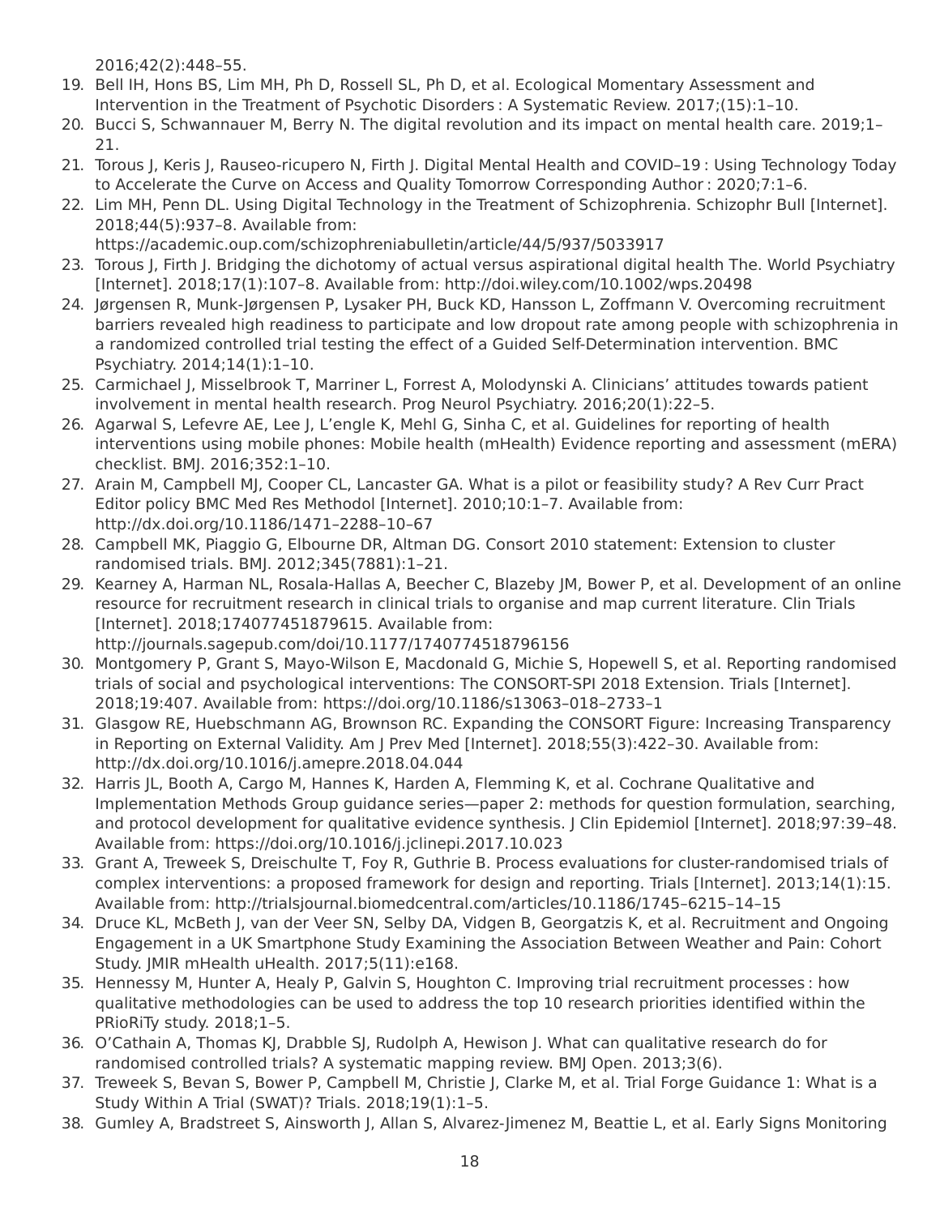2016;42(2):448–55.

19. Bell IH, Hons BS, Lim MH, Ph D, Rossell SL, Ph D, et al. Ecological Momentary Assessment and Intervention in the Treatment of Psychotic Disorders : A Systematic Review. 2017;(15):1–10.
20. Bucci S, Schwannauer M, Berry N. The digital revolution and its impact on mental health care. 2019;1–21.
21. Torous J, Keris J, Rauseo-ricupero N, Firth J. Digital Mental Health and COVID–19 : Using Technology Today to Accelerate the Curve on Access and Quality Tomorrow Corresponding Author : 2020;7:1–6.
22. Lim MH, Penn DL. Using Digital Technology in the Treatment of Schizophrenia. Schizophr Bull [Internet]. 2018;44(5):937–8. Available from: https://academic.oup.com/schizophreniabulletin/article/44/5/937/5033917
23. Torous J, Firth J. Bridging the dichotomy of actual versus aspirational digital health The. World Psychiatry [Internet]. 2018;17(1):107–8. Available from: http://doi.wiley.com/10.1002/wps.20498
24. Jørgensen R, Munk-Jørgensen P, Lysaker PH, Buck KD, Hansson L, Zoffmann V. Overcoming recruitment barriers revealed high readiness to participate and low dropout rate among people with schizophrenia in a randomized controlled trial testing the effect of a Guided Self-Determination intervention. BMC Psychiatry. 2014;14(1):1–10.
25. Carmichael J, Misselbrook T, Marriner L, Forrest A, Molodynski A. Clinicians' attitudes towards patient involvement in mental health research. Prog Neurol Psychiatry. 2016;20(1):22–5.
26. Agarwal S, Lefevre AE, Lee J, L'engle K, Mehl G, Sinha C, et al. Guidelines for reporting of health interventions using mobile phones: Mobile health (mHealth) Evidence reporting and assessment (mERA) checklist. BMJ. 2016;352:1–10.
27. Arain M, Campbell MJ, Cooper CL, Lancaster GA. What is a pilot or feasibility study? A Rev Curr Pract Editor policy BMC Med Res Methodol [Internet]. 2010;10:1–7. Available from: http://dx.doi.org/10.1186/1471–2288–10–67
28. Campbell MK, Piaggio G, Elbourne DR, Altman DG. Consort 2010 statement: Extension to cluster randomised trials. BMJ. 2012;345(7881):1–21.
29. Kearney A, Harman NL, Rosala-Hallas A, Beecher C, Blazeby JM, Bower P, et al. Development of an online resource for recruitment research in clinical trials to organise and map current literature. Clin Trials [Internet]. 2018;174077451879615. Available from: http://journals.sagepub.com/doi/10.1177/1740774518796156
30. Montgomery P, Grant S, Mayo-Wilson E, Macdonald G, Michie S, Hopewell S, et al. Reporting randomised trials of social and psychological interventions: The CONSORT-SPI 2018 Extension. Trials [Internet]. 2018;19:407. Available from: https://doi.org/10.1186/s13063–018–2733–1
31. Glasgow RE, Huebschmann AG, Brownson RC. Expanding the CONSORT Figure: Increasing Transparency in Reporting on External Validity. Am J Prev Med [Internet]. 2018;55(3):422–30. Available from: http://dx.doi.org/10.1016/j.amepre.2018.04.044
32. Harris JL, Booth A, Cargo M, Hannes K, Harden A, Flemming K, et al. Cochrane Qualitative and Implementation Methods Group guidance series—paper 2: methods for question formulation, searching, and protocol development for qualitative evidence synthesis. J Clin Epidemiol [Internet]. 2018;97:39–48. Available from: https://doi.org/10.1016/j.jclinepi.2017.10.023
33. Grant A, Treweek S, Dreischulte T, Foy R, Guthrie B. Process evaluations for cluster-randomised trials of complex interventions: a proposed framework for design and reporting. Trials [Internet]. 2013;14(1):15. Available from: http://trialsjournal.biomedcentral.com/articles/10.1186/1745–6215–14–15
34. Druce KL, McBeth J, van der Veer SN, Selby DA, Vidgen B, Georgatzis K, et al. Recruitment and Ongoing Engagement in a UK Smartphone Study Examining the Association Between Weather and Pain: Cohort Study. JMIR mHealth uHealth. 2017;5(11):e168.
35. Hennessy M, Hunter A, Healy P, Galvin S, Houghton C. Improving trial recruitment processes : how qualitative methodologies can be used to address the top 10 research priorities identified within the PRioRiTy study. 2018;1–5.
36. O'Cathain A, Thomas KJ, Drabble SJ, Rudolph A, Hewison J. What can qualitative research do for randomised controlled trials? A systematic mapping review. BMJ Open. 2013;3(6).
37. Treweek S, Bevan S, Bower P, Campbell M, Christie J, Clarke M, et al. Trial Forge Guidance 1: What is a Study Within A Trial (SWAT)? Trials. 2018;19(1):1–5.
38. Gumley A, Bradstreet S, Ainsworth J, Allan S, Alvarez-Jimenez M, Beattie L, et al. Early Signs Monitoring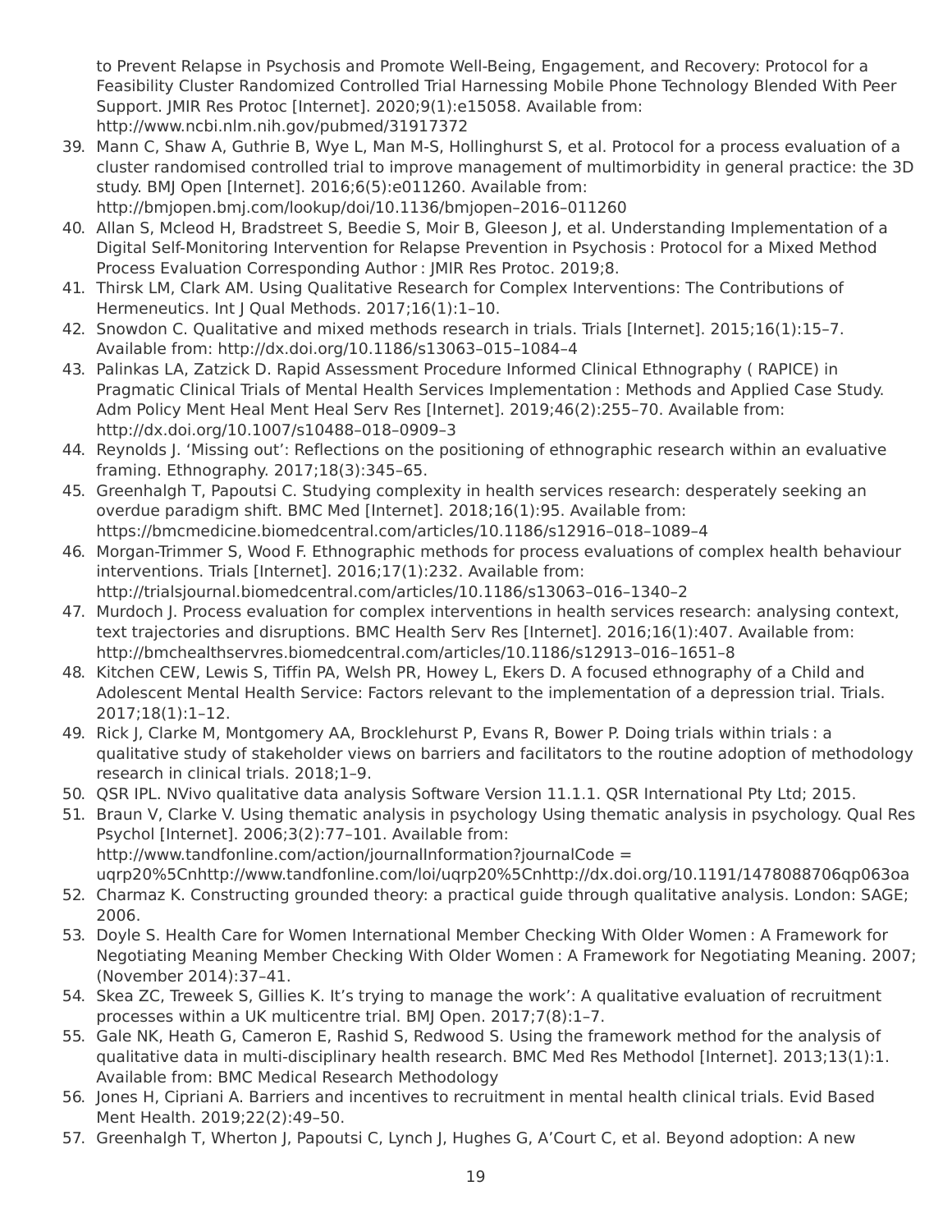to Prevent Relapse in Psychosis and Promote Well-Being, Engagement, and Recovery: Protocol for a Feasibility Cluster Randomized Controlled Trial Harnessing Mobile Phone Technology Blended With Peer Support. JMIR Res Protoc [Internet]. 2020;9(1):e15058. Available from: http://www.ncbi.nlm.nih.gov/pubmed/31917372

39. Mann C, Shaw A, Guthrie B, Wye L, Man M-S, Hollinghurst S, et al. Protocol for a process evaluation of a cluster randomised controlled trial to improve management of multimorbidity in general practice: the 3D study. BMJ Open [Internet]. 2016;6(5):e011260. Available from: http://bmjopen.bmj.com/lookup/doi/10.1136/bmjopen–2016–011260
40. Allan S, Mcleod H, Bradstreet S, Beedie S, Moir B, Gleeson J, et al. Understanding Implementation of a Digital Self-Monitoring Intervention for Relapse Prevention in Psychosis : Protocol for a Mixed Method Process Evaluation Corresponding Author : JMIR Res Protoc. 2019;8.
41. Thirsk LM, Clark AM. Using Qualitative Research for Complex Interventions: The Contributions of Hermeneutics. Int J Qual Methods. 2017;16(1):1–10.
42. Snowdon C. Qualitative and mixed methods research in trials. Trials [Internet]. 2015;16(1):15–7. Available from: http://dx.doi.org/10.1186/s13063–015–1084–4
43. Palinkas LA, Zatzick D. Rapid Assessment Procedure Informed Clinical Ethnography ( RAPICE) in Pragmatic Clinical Trials of Mental Health Services Implementation : Methods and Applied Case Study. Adm Policy Ment Heal Ment Heal Serv Res [Internet]. 2019;46(2):255–70. Available from: http://dx.doi.org/10.1007/s10488–018–0909–3
44. Reynolds J. 'Missing out': Reflections on the positioning of ethnographic research within an evaluative framing. Ethnography. 2017;18(3):345–65.
45. Greenhalgh T, Papoutsi C. Studying complexity in health services research: desperately seeking an overdue paradigm shift. BMC Med [Internet]. 2018;16(1):95. Available from: https://bmcmedicine.biomedcentral.com/articles/10.1186/s12916–018–1089–4
46. Morgan-Trimmer S, Wood F. Ethnographic methods for process evaluations of complex health behaviour interventions. Trials [Internet]. 2016;17(1):232. Available from: http://trialsjournal.biomedcentral.com/articles/10.1186/s13063–016–1340–2
47. Murdoch J. Process evaluation for complex interventions in health services research: analysing context, text trajectories and disruptions. BMC Health Serv Res [Internet]. 2016;16(1):407. Available from: http://bmchealthservres.biomedcentral.com/articles/10.1186/s12913–016–1651–8
48. Kitchen CEW, Lewis S, Tiffin PA, Welsh PR, Howey L, Ekers D. A focused ethnography of a Child and Adolescent Mental Health Service: Factors relevant to the implementation of a depression trial. Trials. 2017;18(1):1–12.
49. Rick J, Clarke M, Montgomery AA, Brocklehurst P, Evans R, Bower P. Doing trials within trials : a qualitative study of stakeholder views on barriers and facilitators to the routine adoption of methodology research in clinical trials. 2018;1–9.
50. QSR IPL. NVivo qualitative data analysis Software Version 11.1.1. QSR International Pty Ltd; 2015.
51. Braun V, Clarke V. Using thematic analysis in psychology Using thematic analysis in psychology. Qual Res Psychol [Internet]. 2006;3(2):77–101. Available from: http://www.tandfonline.com/action/journalInformation?journalCode = uqrp20%5Cnhttp://www.tandfonline.com/loi/uqrp20%5Cnhttp://dx.doi.org/10.1191/1478088706qp063oa
52. Charmaz K. Constructing grounded theory: a practical guide through qualitative analysis. London: SAGE; 2006.
53. Doyle S. Health Care for Women International Member Checking With Older Women : A Framework for Negotiating Meaning Member Checking With Older Women : A Framework for Negotiating Meaning. 2007;(November 2014):37–41.
54. Skea ZC, Treweek S, Gillies K. It's trying to manage the work': A qualitative evaluation of recruitment processes within a UK multicentre trial. BMJ Open. 2017;7(8):1–7.
55. Gale NK, Heath G, Cameron E, Rashid S, Redwood S. Using the framework method for the analysis of qualitative data in multi-disciplinary health research. BMC Med Res Methodol [Internet]. 2013;13(1):1. Available from: BMC Medical Research Methodology
56. Jones H, Cipriani A. Barriers and incentives to recruitment in mental health clinical trials. Evid Based Ment Health. 2019;22(2):49–50.
57. Greenhalgh T, Wherton J, Papoutsi C, Lynch J, Hughes G, A'Court C, et al. Beyond adoption: A new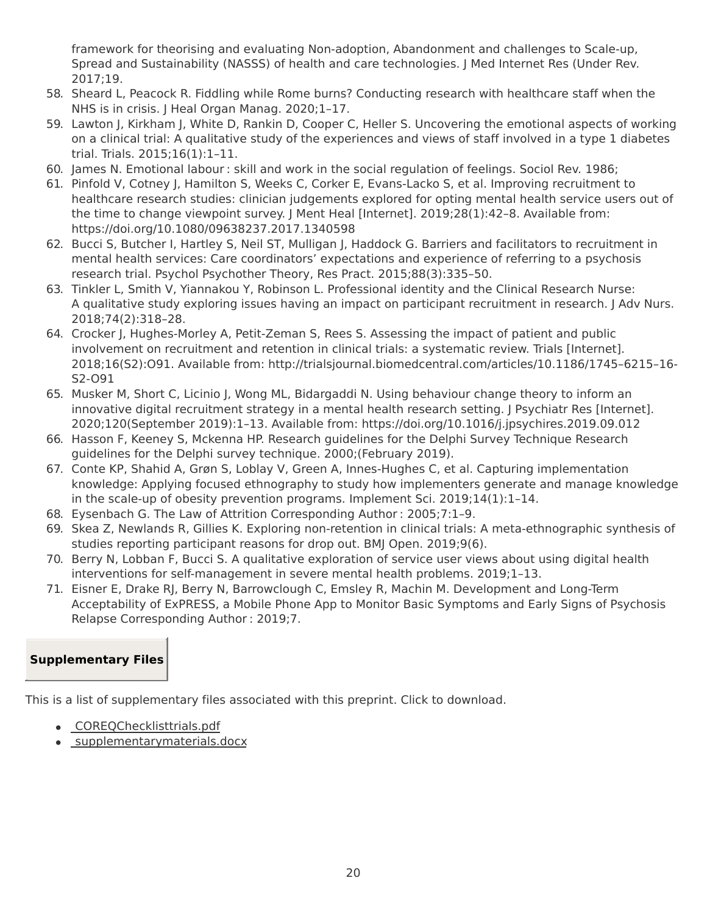framework for theorising and evaluating Non-adoption, Abandonment and challenges to Scale-up, Spread and Sustainability (NASSS) of health and care technologies. J Med Internet Res (Under Rev. 2017;19.

58. Sheard L, Peacock R. Fiddling while Rome burns? Conducting research with healthcare staff when the NHS is in crisis. J Heal Organ Manag. 2020;1–17.
59. Lawton J, Kirkham J, White D, Rankin D, Cooper C, Heller S. Uncovering the emotional aspects of working on a clinical trial: A qualitative study of the experiences and views of staff involved in a type 1 diabetes trial. Trials. 2015;16(1):1–11.
60. James N. Emotional labour : skill and work in the social regulation of feelings. Sociol Rev. 1986;
61. Pinfold V, Cotney J, Hamilton S, Weeks C, Corker E, Evans-Lacko S, et al. Improving recruitment to healthcare research studies: clinician judgements explored for opting mental health service users out of the time to change viewpoint survey. J Ment Heal [Internet]. 2019;28(1):42–8. Available from: https://doi.org/10.1080/09638237.2017.1340598
62. Bucci S, Butcher I, Hartley S, Neil ST, Mulligan J, Haddock G. Barriers and facilitators to recruitment in mental health services: Care coordinators' expectations and experience of referring to a psychosis research trial. Psychol Psychother Theory, Res Pract. 2015;88(3):335–50.
63. Tinkler L, Smith V, Yiannakou Y, Robinson L. Professional identity and the Clinical Research Nurse: A qualitative study exploring issues having an impact on participant recruitment in research. J Adv Nurs. 2018;74(2):318–28.
64. Crocker J, Hughes-Morley A, Petit-Zeman S, Rees S. Assessing the impact of patient and public involvement on recruitment and retention in clinical trials: a systematic review. Trials [Internet]. 2018;16(S2):O91. Available from: http://trialsjournal.biomedcentral.com/articles/10.1186/1745–6215–16-S2-O91
65. Musker M, Short C, Licinio J, Wong ML, Bidargaddi N. Using behaviour change theory to inform an innovative digital recruitment strategy in a mental health research setting. J Psychiatr Res [Internet]. 2020;120(September 2019):1–13. Available from: https://doi.org/10.1016/j.jpsychires.2019.09.012
66. Hasson F, Keeney S, Mckenna HP. Research guidelines for the Delphi Survey Technique Research guidelines for the Delphi survey technique. 2000;(February 2019).
67. Conte KP, Shahid A, Grøn S, Loblay V, Green A, Innes-Hughes C, et al. Capturing implementation knowledge: Applying focused ethnography to study how implementers generate and manage knowledge in the scale-up of obesity prevention programs. Implement Sci. 2019;14(1):1–14.
68. Eysenbach G. The Law of Attrition Corresponding Author : 2005;7:1–9.
69. Skea Z, Newlands R, Gillies K. Exploring non-retention in clinical trials: A meta-ethnographic synthesis of studies reporting participant reasons for drop out. BMJ Open. 2019;9(6).
70. Berry N, Lobban F, Bucci S. A qualitative exploration of service user views about using digital health interventions for self-management in severe mental health problems. 2019;1–13.
71. Eisner E, Drake RJ, Berry N, Barrowclough C, Emsley R, Machin M. Development and Long-Term Acceptability of ExPRESS, a Mobile Phone App to Monitor Basic Symptoms and Early Signs of Psychosis Relapse Corresponding Author : 2019;7.

## Supplementary Files

This is a list of supplementary files associated with this preprint. Click to download.

- COREQChecklisttrials.pdf
- supplementarymaterials.docx